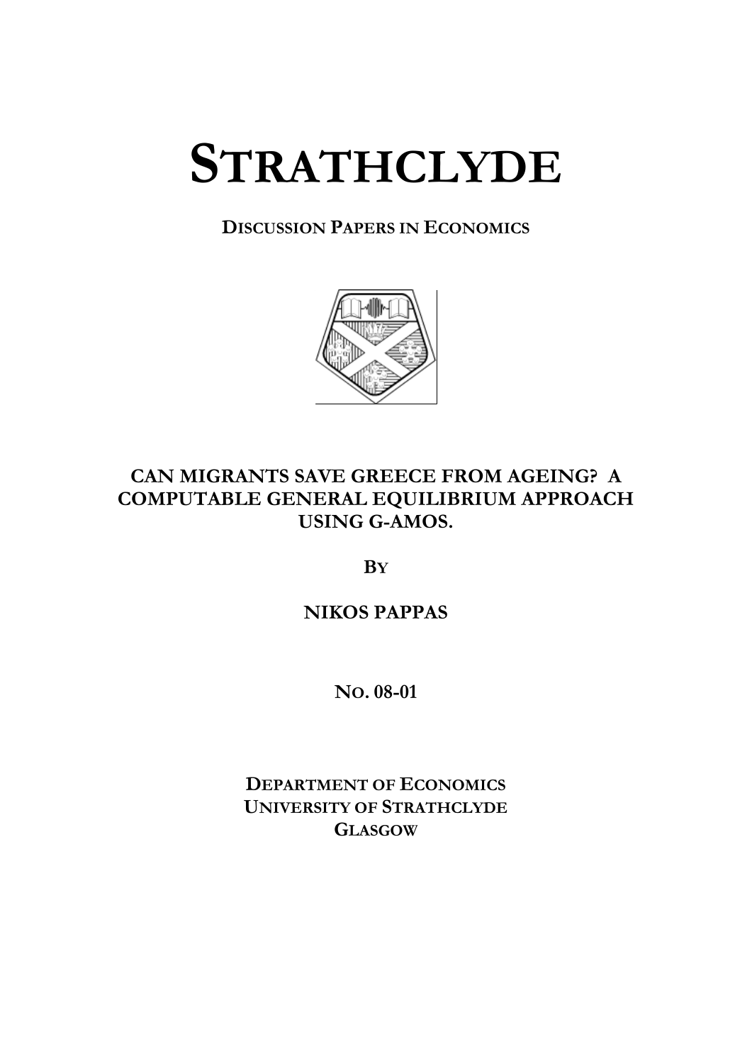# STRATHCLYDE

**DISCUSSION PAPERS IN ECONOMICS**

## CAN MIGRANTS SAVE GREECE FROM AGEING? A COMPUTABLE GENERAL EQUILIBRIUM APPROACH USING G-AMOS.

**BY**

**NIKOS PAPPAS**

**NO. 08-01**

**DEPARTMENT OF ECONOMICS**
**UNIVERSITY OF STRATHCLYDE**
**GLASGOW**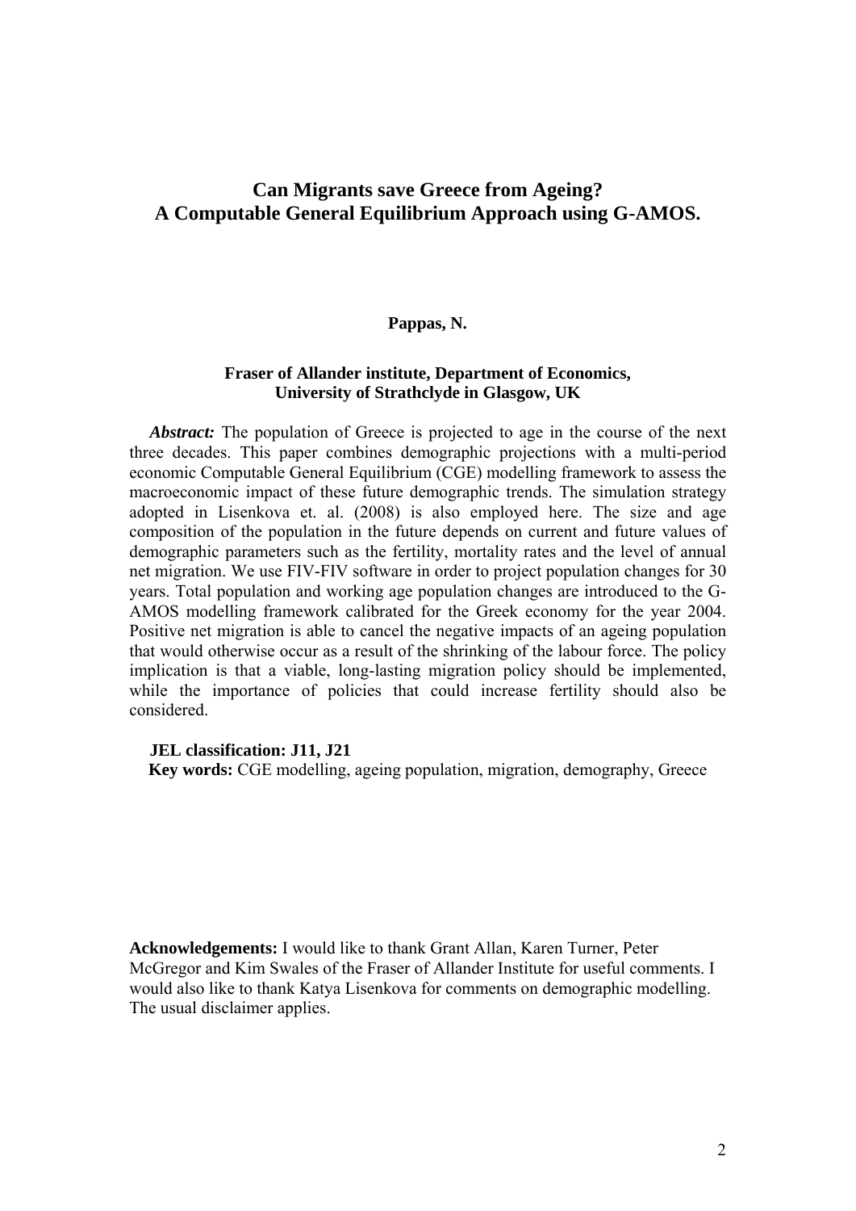# Can Migrants save Greece from Ageing?
# A Computable General Equilibrium Approach using G-AMOS.

**Pappas, N.**

**Fraser of Allander institute, Department of Economics, University of Strathclyde in Glasgow, UK**

***Abstract:*** The population of Greece is projected to age in the course of the next three decades. This paper combines demographic projections with a multi-period economic Computable General Equilibrium (CGE) modelling framework to assess the macroeconomic impact of these future demographic trends. The simulation strategy adopted in Lisenkova et. al. (2008) is also employed here. The size and age composition of the population in the future depends on current and future values of demographic parameters such as the fertility, mortality rates and the level of annual net migration. We use FIV-FIV software in order to project population changes for 30 years. Total population and working age population changes are introduced to the G-AMOS modelling framework calibrated for the Greek economy for the year 2004. Positive net migration is able to cancel the negative impacts of an ageing population that would otherwise occur as a result of the shrinking of the labour force. The policy implication is that a viable, long-lasting migration policy should be implemented, while the importance of policies that could increase fertility should also be considered.

**JEL classification: J11, J21**

**Key words:** CGE modelling, ageing population, migration, demography, Greece

**Acknowledgements:** I would like to thank Grant Allan, Karen Turner, Peter McGregor and Kim Swales of the Fraser of Allander Institute for useful comments. I would also like to thank Katya Lisenkova for comments on demographic modelling. The usual disclaimer applies.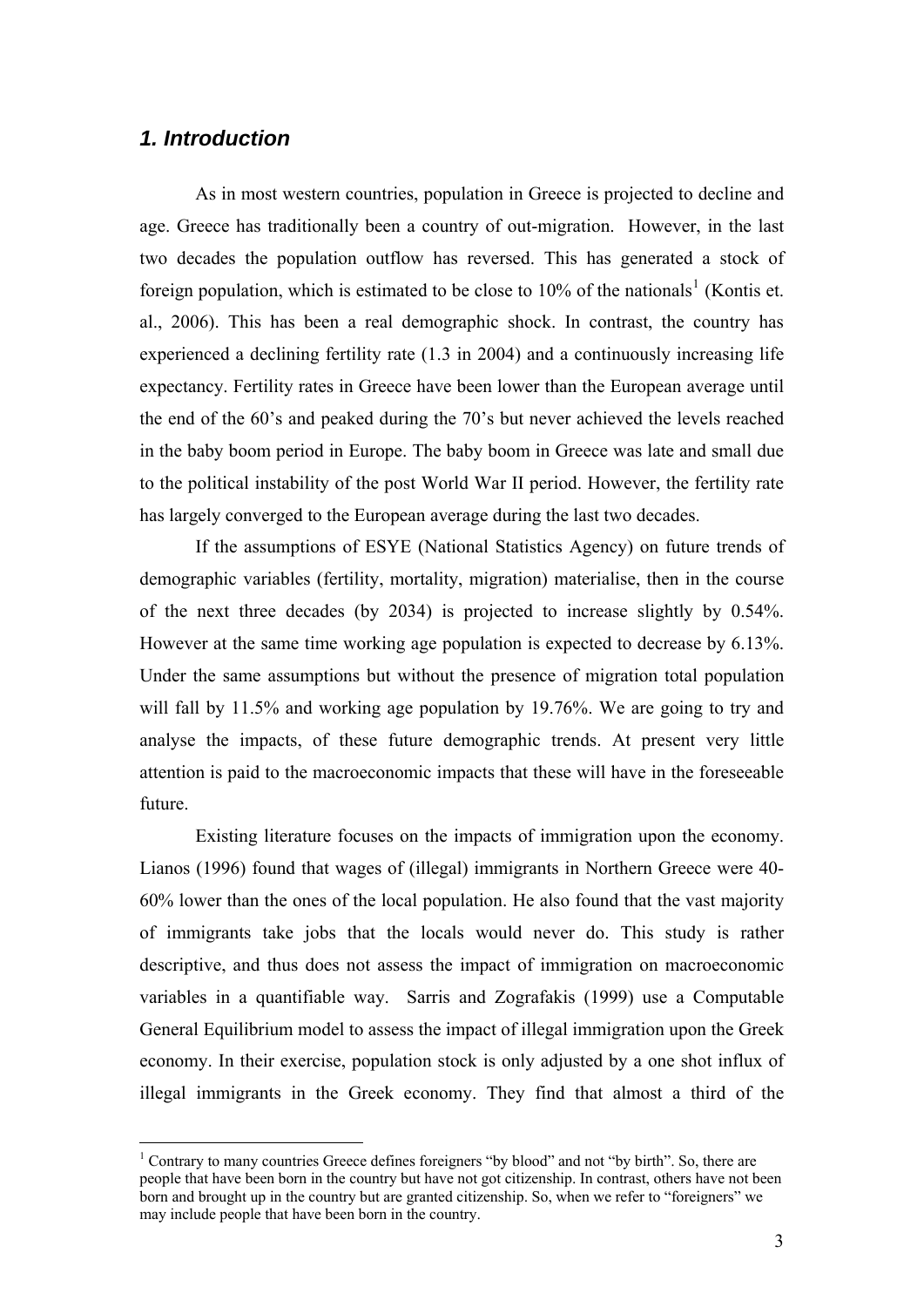## *1. Introduction*

As in most western countries, population in Greece is projected to decline and age. Greece has traditionally been a country of out-migration. However, in the last two decades the population outflow has reversed. This has generated a stock of foreign population, which is estimated to be close to 10% of the nationals[1] (Kontis et. al., 2006). This has been a real demographic shock. In contrast, the country has experienced a declining fertility rate (1.3 in 2004) and a continuously increasing life expectancy. Fertility rates in Greece have been lower than the European average until the end of the 60's and peaked during the 70's but never achieved the levels reached in the baby boom period in Europe. The baby boom in Greece was late and small due to the political instability of the post World War II period. However, the fertility rate has largely converged to the European average during the last two decades.

If the assumptions of ESYE (National Statistics Agency) on future trends of demographic variables (fertility, mortality, migration) materialise, then in the course of the next three decades (by 2034) is projected to increase slightly by 0.54%. However at the same time working age population is expected to decrease by 6.13%. Under the same assumptions but without the presence of migration total population will fall by 11.5% and working age population by 19.76%. We are going to try and analyse the impacts, of these future demographic trends. At present very little attention is paid to the macroeconomic impacts that these will have in the foreseeable future.

Existing literature focuses on the impacts of immigration upon the economy. Lianos (1996) found that wages of (illegal) immigrants in Northern Greece were 40-60% lower than the ones of the local population. He also found that the vast majority of immigrants take jobs that the locals would never do. This study is rather descriptive, and thus does not assess the impact of immigration on macroeconomic variables in a quantifiable way. Sarris and Zografakis (1999) use a Computable General Equilibrium model to assess the impact of illegal immigration upon the Greek economy. In their exercise, population stock is only adjusted by a one shot influx of illegal immigrants in the Greek economy. They find that almost a third of the

[1] Contrary to many countries Greece defines foreigners "by blood" and not "by birth". So, there are people that have been born in the country but have not got citizenship. In contrast, others have not been born and brought up in the country but are granted citizenship. So, when we refer to "foreigners" we may include people that have been born in the country.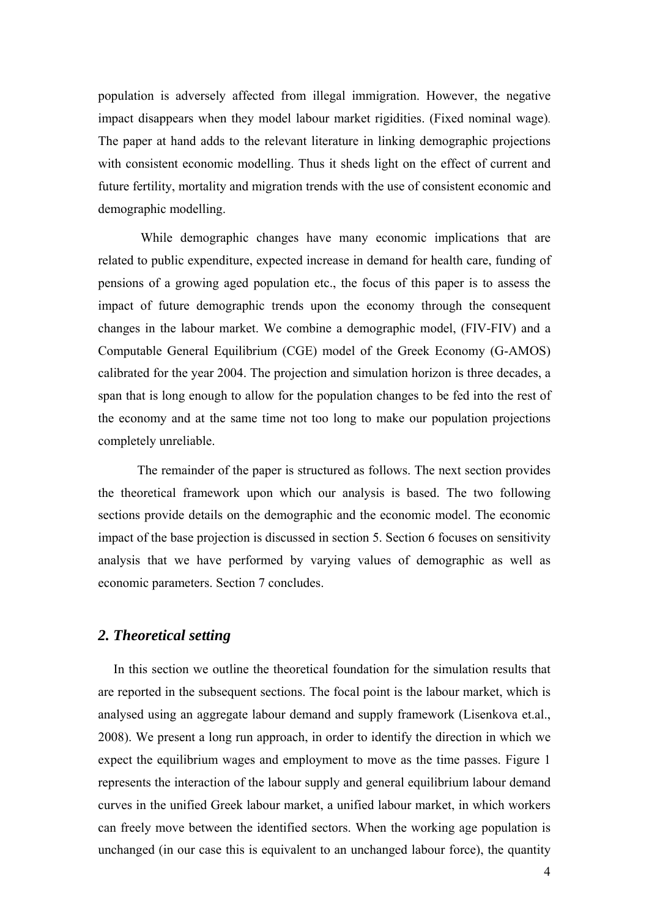population is adversely affected from illegal immigration. However, the negative impact disappears when they model labour market rigidities. (Fixed nominal wage). The paper at hand adds to the relevant literature in linking demographic projections with consistent economic modelling. Thus it sheds light on the effect of current and future fertility, mortality and migration trends with the use of consistent economic and demographic modelling.

While demographic changes have many economic implications that are related to public expenditure, expected increase in demand for health care, funding of pensions of a growing aged population etc., the focus of this paper is to assess the impact of future demographic trends upon the economy through the consequent changes in the labour market. We combine a demographic model, (FIV-FIV) and a Computable General Equilibrium (CGE) model of the Greek Economy (G-AMOS) calibrated for the year 2004. The projection and simulation horizon is three decades, a span that is long enough to allow for the population changes to be fed into the rest of the economy and at the same time not too long to make our population projections completely unreliable.

The remainder of the paper is structured as follows. The next section provides the theoretical framework upon which our analysis is based. The two following sections provide details on the demographic and the economic model. The economic impact of the base projection is discussed in section 5. Section 6 focuses on sensitivity analysis that we have performed by varying values of demographic as well as economic parameters. Section 7 concludes.

## *2. Theoretical setting*

In this section we outline the theoretical foundation for the simulation results that are reported in the subsequent sections. The focal point is the labour market, which is analysed using an aggregate labour demand and supply framework (Lisenkova et.al., 2008). We present a long run approach, in order to identify the direction in which we expect the equilibrium wages and employment to move as the time passes. Figure 1 represents the interaction of the labour supply and general equilibrium labour demand curves in the unified Greek labour market, a unified labour market, in which workers can freely move between the identified sectors. When the working age population is unchanged (in our case this is equivalent to an unchanged labour force), the quantity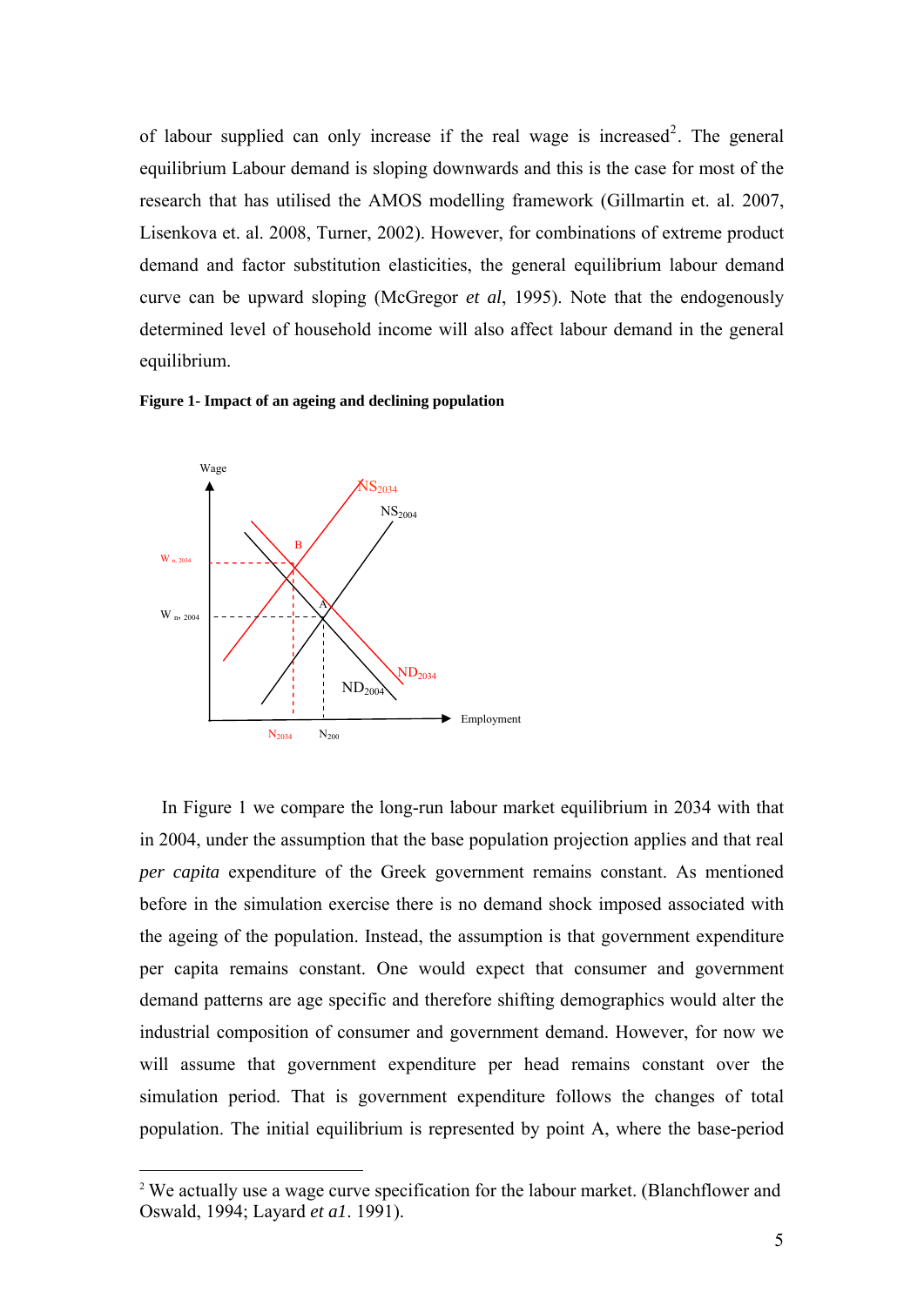of labour supplied can only increase if the real wage is increased[2]. The general equilibrium Labour demand is sloping downwards and this is the case for most of the research that has utilised the AMOS modelling framework (Gillmartin et. al. 2007, Lisenkova et. al. 2008, Turner, 2002). However, for combinations of extreme product demand and factor substitution elasticities, the general equilibrium labour demand curve can be upward sloping (McGregor *et al*, 1995). Note that the endogenously determined level of household income will also affect labour demand in the general equilibrium.

**Figure 1- Impact of an ageing and declining population**

In Figure 1 we compare the long-run labour market equilibrium in 2034 with that in 2004, under the assumption that the base population projection applies and that real *per capita* expenditure of the Greek government remains constant. As mentioned before in the simulation exercise there is no demand shock imposed associated with the ageing of the population. Instead, the assumption is that government expenditure per capita remains constant. One would expect that consumer and government demand patterns are age specific and therefore shifting demographics would alter the industrial composition of consumer and government demand. However, for now we will assume that government expenditure per head remains constant over the simulation period. That is government expenditure follows the changes of total population. The initial equilibrium is represented by point A, where the base-period

---

[2] We actually use a wage curve specification for the labour market. (Blanchflower and Oswald, 1994; Layard *et a1*. 1991).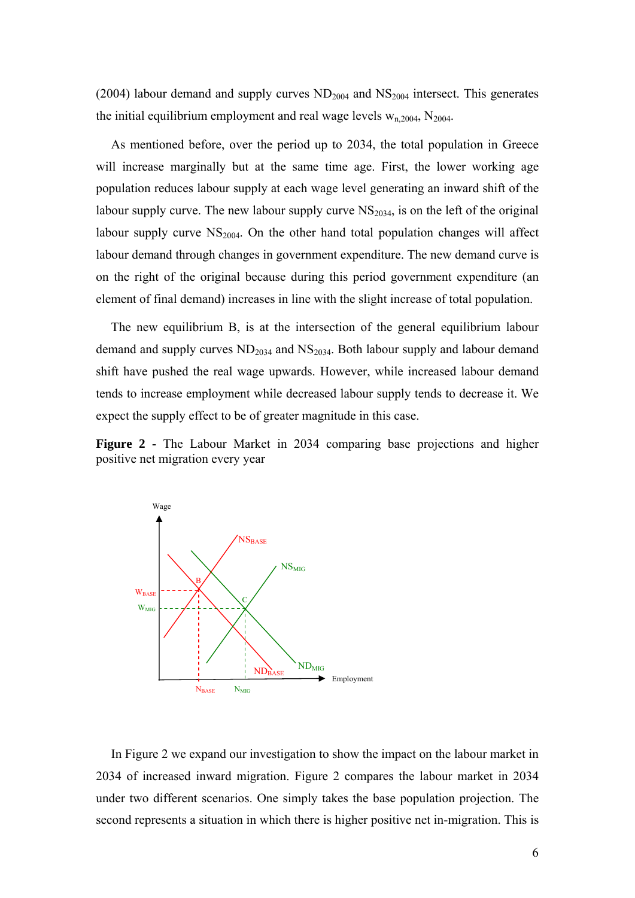(2004) labour demand and supply curves $ND_{2004}$ and $NS_{2004}$ intersect. This generates the initial equilibrium employment and real wage levels $w_{n,2004}$, $N_{2004}$.

As mentioned before, over the period up to 2034, the total population in Greece will increase marginally but at the same time age. First, the lower working age population reduces labour supply at each wage level generating an inward shift of the labour supply curve. The new labour supply curve $NS_{2034}$, is on the left of the original labour supply curve $NS_{2004}$. On the other hand total population changes will affect labour demand through changes in government expenditure. The new demand curve is on the right of the original because during this period government expenditure (an element of final demand) increases in line with the slight increase of total population.

The new equilibrium B, is at the intersection of the general equilibrium labour demand and supply curves $ND_{2034}$ and $NS_{2034}$. Both labour supply and labour demand shift have pushed the real wage upwards. However, while increased labour demand tends to increase employment while decreased labour supply tends to decrease it. We expect the supply effect to be of greater magnitude in this case.

**Figure 2** - The Labour Market in 2034 comparing base projections and higher positive net migration every year

In Figure 2 we expand our investigation to show the impact on the labour market in 2034 of increased inward migration. Figure 2 compares the labour market in 2034 under two different scenarios. One simply takes the base population projection. The second represents a situation in which there is higher positive net in-migration. This is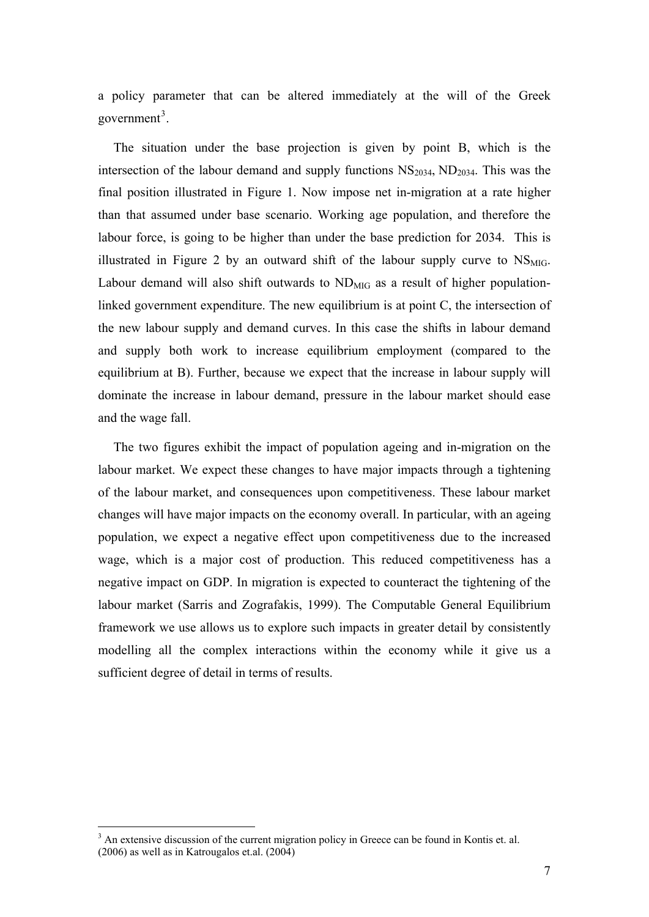a policy parameter that can be altered immediately at the will of the Greek government[3].

The situation under the base projection is given by point B, which is the intersection of the labour demand and supply functions $NS_{2034}$, $ND_{2034}$. This was the final position illustrated in Figure 1. Now impose net in-migration at a rate higher than that assumed under base scenario. Working age population, and therefore the labour force, is going to be higher than under the base prediction for 2034. This is illustrated in Figure 2 by an outward shift of the labour supply curve to $NS_{MIG}$. Labour demand will also shift outwards to $ND_{MIG}$ as a result of higher population-linked government expenditure. The new equilibrium is at point C, the intersection of the new labour supply and demand curves. In this case the shifts in labour demand and supply both work to increase equilibrium employment (compared to the equilibrium at B). Further, because we expect that the increase in labour supply will dominate the increase in labour demand, pressure in the labour market should ease and the wage fall.

The two figures exhibit the impact of population ageing and in-migration on the labour market. We expect these changes to have major impacts through a tightening of the labour market, and consequences upon competitiveness. These labour market changes will have major impacts on the economy overall. In particular, with an ageing population, we expect a negative effect upon competitiveness due to the increased wage, which is a major cost of production. This reduced competitiveness has a negative impact on GDP. In migration is expected to counteract the tightening of the labour market (Sarris and Zografakis, 1999). The Computable General Equilibrium framework we use allows us to explore such impacts in greater detail by consistently modelling all the complex interactions within the economy while it give us a sufficient degree of detail in terms of results.

[3] An extensive discussion of the current migration policy in Greece can be found in Kontis et. al. (2006) as well as in Katrougalos et.al. (2004)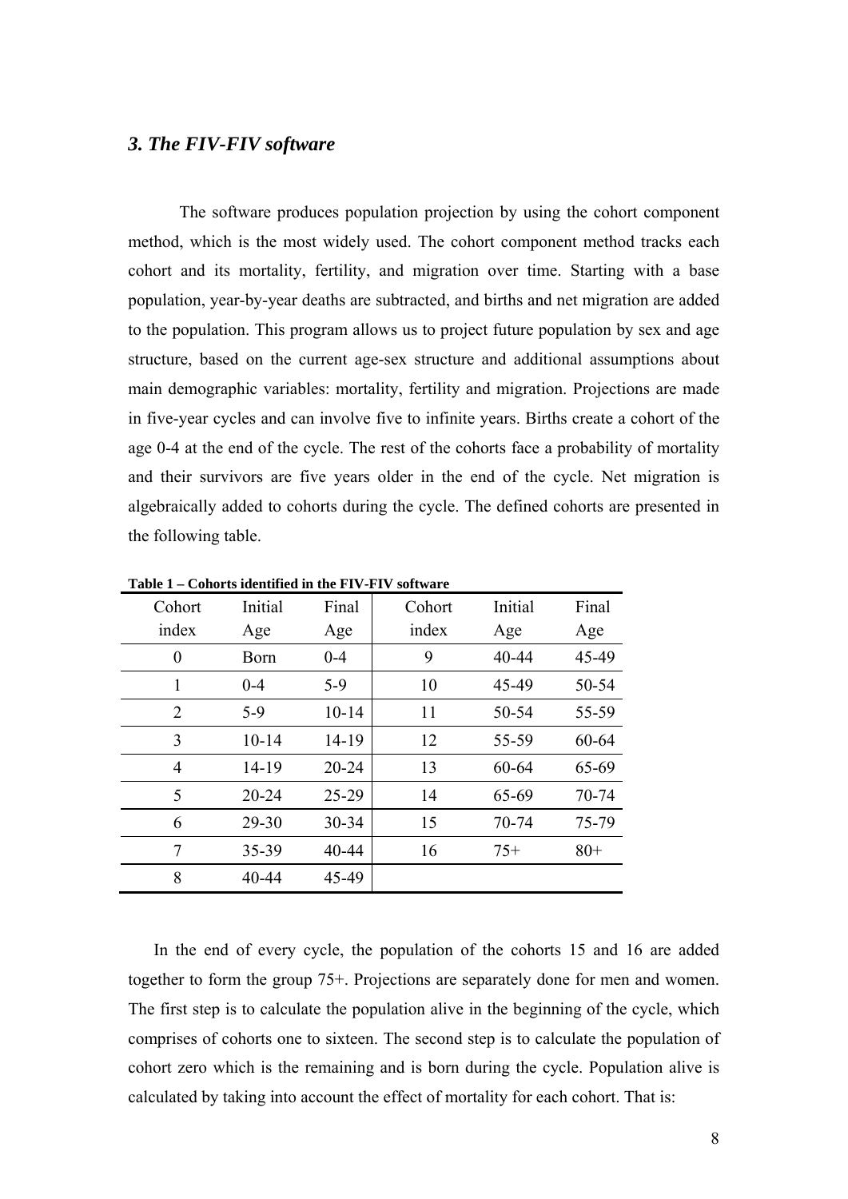### *3. The FIV-FIV software*

The software produces population projection by using the cohort component method, which is the most widely used. The cohort component method tracks each cohort and its mortality, fertility, and migration over time. Starting with a base population, year-by-year deaths are subtracted, and births and net migration are added to the population. This program allows us to project future population by sex and age structure, based on the current age-sex structure and additional assumptions about main demographic variables: mortality, fertility and migration. Projections are made in five-year cycles and can involve five to infinite years. Births create a cohort of the age 0-4 at the end of the cycle. The rest of the cohorts face a probability of mortality and their survivors are five years older in the end of the cycle. Net migration is algebraically added to cohorts during the cycle. The defined cohorts are presented in the following table.

**Table 1 – Cohorts identified in the FIV-FIV software**

| Cohort index | Initial Age | Final Age | Cohort index | Initial Age | Final Age |
|---|---|---|---|---|---|
| 0 | Born | 0-4 | 9 | 40-44 | 45-49 |
| 1 | 0-4 | 5-9 | 10 | 45-49 | 50-54 |
| 2 | 5-9 | 10-14 | 11 | 50-54 | 55-59 |
| 3 | 10-14 | 14-19 | 12 | 55-59 | 60-64 |
| 4 | 14-19 | 20-24 | 13 | 60-64 | 65-69 |
| 5 | 20-24 | 25-29 | 14 | 65-69 | 70-74 |
| 6 | 29-30 | 30-34 | 15 | 70-74 | 75-79 |
| 7 | 35-39 | 40-44 | 16 | 75+ | 80+ |
| 8 | 40-44 | 45-49 | | | |

In the end of every cycle, the population of the cohorts 15 and 16 are added together to form the group 75+. Projections are separately done for men and women. The first step is to calculate the population alive in the beginning of the cycle, which comprises of cohorts one to sixteen. The second step is to calculate the population of cohort zero which is the remaining and is born during the cycle. Population alive is calculated by taking into account the effect of mortality for each cohort. That is: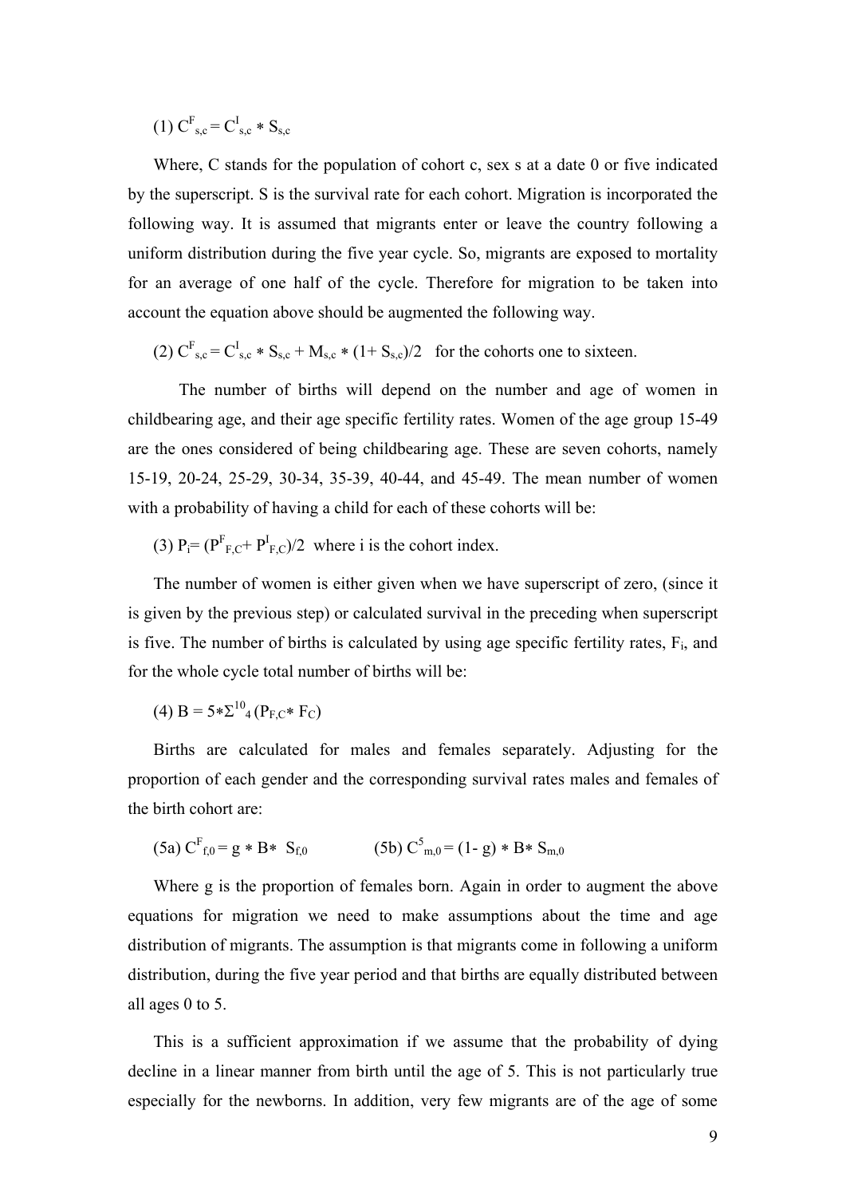(1) $C^F_{s,c} = C^I_{s,c} * S_{s,c}$

Where, C stands for the population of cohort c, sex s at a date 0 or five indicated by the superscript. S is the survival rate for each cohort. Migration is incorporated the following way. It is assumed that migrants enter or leave the country following a uniform distribution during the five year cycle. So, migrants are exposed to mortality for an average of one half of the cycle. Therefore for migration to be taken into account the equation above should be augmented the following way.

(2) $C^F_{s,c} = C^I_{s,c} * S_{s,c} + M_{s,c} * (1+ S_{s,c})/2$ for the cohorts one to sixteen.

The number of births will depend on the number and age of women in childbearing age, and their age specific fertility rates. Women of the age group 15-49 are the ones considered of being childbearing age. These are seven cohorts, namely 15-19, 20-24, 25-29, 30-34, 35-39, 40-44, and 45-49. The mean number of women with a probability of having a child for each of these cohorts will be:

(3) $P_i = (P^F_{F,C} + P^I_{F,C})/2$ where i is the cohort index.

The number of women is either given when we have superscript of zero, (since it is given by the previous step) or calculated survival in the preceding when superscript is five. The number of births is calculated by using age specific fertility rates, $F_i$, and for the whole cycle total number of births will be:

(4) $B = 5*\Sigma^{10}_4 (P_{F,C} * F_C)$

Births are calculated for males and females separately. Adjusting for the proportion of each gender and the corresponding survival rates males and females of the birth cohort are:

(5a) $C^F_{f,0} = g * B * S_{f,0}$ (5b) $C^5_{m,0} = (1- g) * B * S_{m,0}$

Where g is the proportion of females born. Again in order to augment the above equations for migration we need to make assumptions about the time and age distribution of migrants. The assumption is that migrants come in following a uniform distribution, during the five year period and that births are equally distributed between all ages 0 to 5.

This is a sufficient approximation if we assume that the probability of dying decline in a linear manner from birth until the age of 5. This is not particularly true especially for the newborns. In addition, very few migrants are of the age of some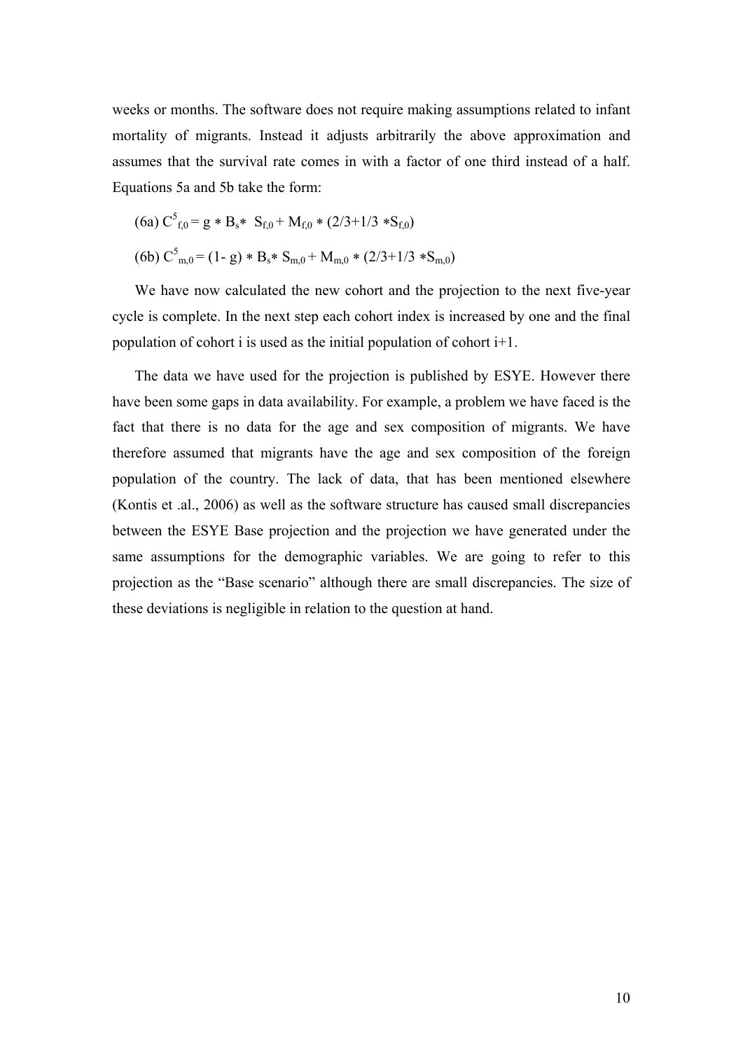weeks or months. The software does not require making assumptions related to infant mortality of migrants. Instead it adjusts arbitrarily the above approximation and assumes that the survival rate comes in with a factor of one third instead of a half. Equations 5a and 5b take the form:

(6a) $C^5_{f,0} = g * B_s * S_{f,0} + M_{f,0} * (2/3+1/3 * S_{f,0})$

(6b) $C^5_{m,0} = (1- g) * B_s * S_{m,0} + M_{m,0} * (2/3+1/3 * S_{m,0})$

We have now calculated the new cohort and the projection to the next five-year cycle is complete. In the next step each cohort index is increased by one and the final population of cohort i is used as the initial population of cohort i+1.

The data we have used for the projection is published by ESYE. However there have been some gaps in data availability. For example, a problem we have faced is the fact that there is no data for the age and sex composition of migrants. We have therefore assumed that migrants have the age and sex composition of the foreign population of the country. The lack of data, that has been mentioned elsewhere (Kontis et .al., 2006) as well as the software structure has caused small discrepancies between the ESYE Base projection and the projection we have generated under the same assumptions for the demographic variables. We are going to refer to this projection as the "Base scenario" although there are small discrepancies. The size of these deviations is negligible in relation to the question at hand.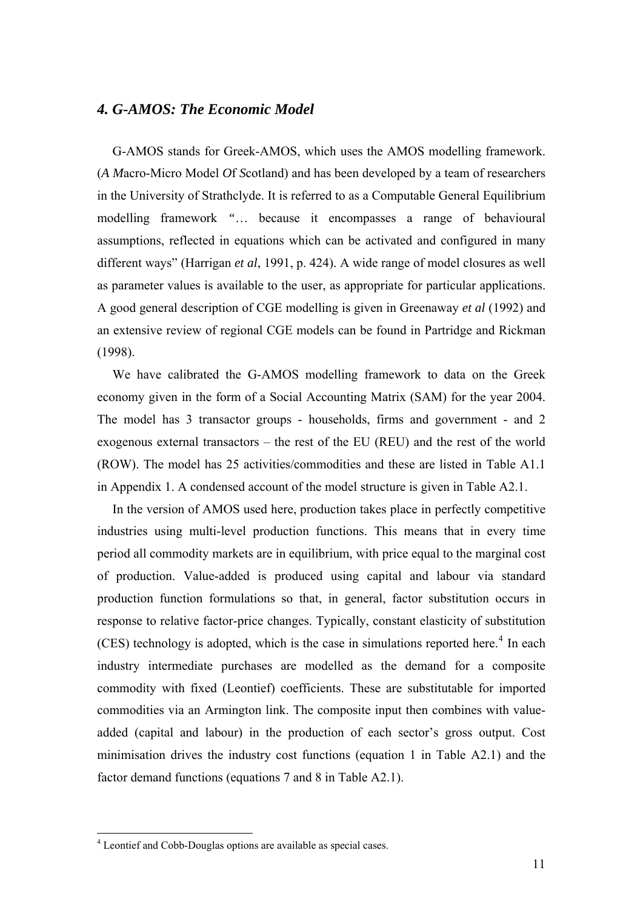## *4. G-AMOS: The Economic Model*

G-AMOS stands for Greek-AMOS, which uses the AMOS modelling framework. (*A M*acro-Micro Model *O*f *S*cotland) and has been developed by a team of researchers in the University of Strathclyde. It is referred to as a Computable General Equilibrium modelling framework "… because it encompasses a range of behavioural assumptions, reflected in equations which can be activated and configured in many different ways" (Harrigan *et al*, 1991, p. 424). A wide range of model closures as well as parameter values is available to the user, as appropriate for particular applications. A good general description of CGE modelling is given in Greenaway *et al* (1992) and an extensive review of regional CGE models can be found in Partridge and Rickman (1998).

We have calibrated the G-AMOS modelling framework to data on the Greek economy given in the form of a Social Accounting Matrix (SAM) for the year 2004. The model has 3 transactor groups - households, firms and government - and 2 exogenous external transactors – the rest of the EU (REU) and the rest of the world (ROW). The model has 25 activities/commodities and these are listed in Table A1.1 in Appendix 1. A condensed account of the model structure is given in Table A2.1.

In the version of AMOS used here, production takes place in perfectly competitive industries using multi-level production functions. This means that in every time period all commodity markets are in equilibrium, with price equal to the marginal cost of production. Value-added is produced using capital and labour via standard production function formulations so that, in general, factor substitution occurs in response to relative factor-price changes. Typically, constant elasticity of substitution (CES) technology is adopted, which is the case in simulations reported here.[4] In each industry intermediate purchases are modelled as the demand for a composite commodity with fixed (Leontief) coefficients. These are substitutable for imported commodities via an Armington link. The composite input then combines with value-added (capital and labour) in the production of each sector's gross output. Cost minimisation drives the industry cost functions (equation 1 in Table A2.1) and the factor demand functions (equations 7 and 8 in Table A2.1).

---

[4] Leontief and Cobb-Douglas options are available as special cases.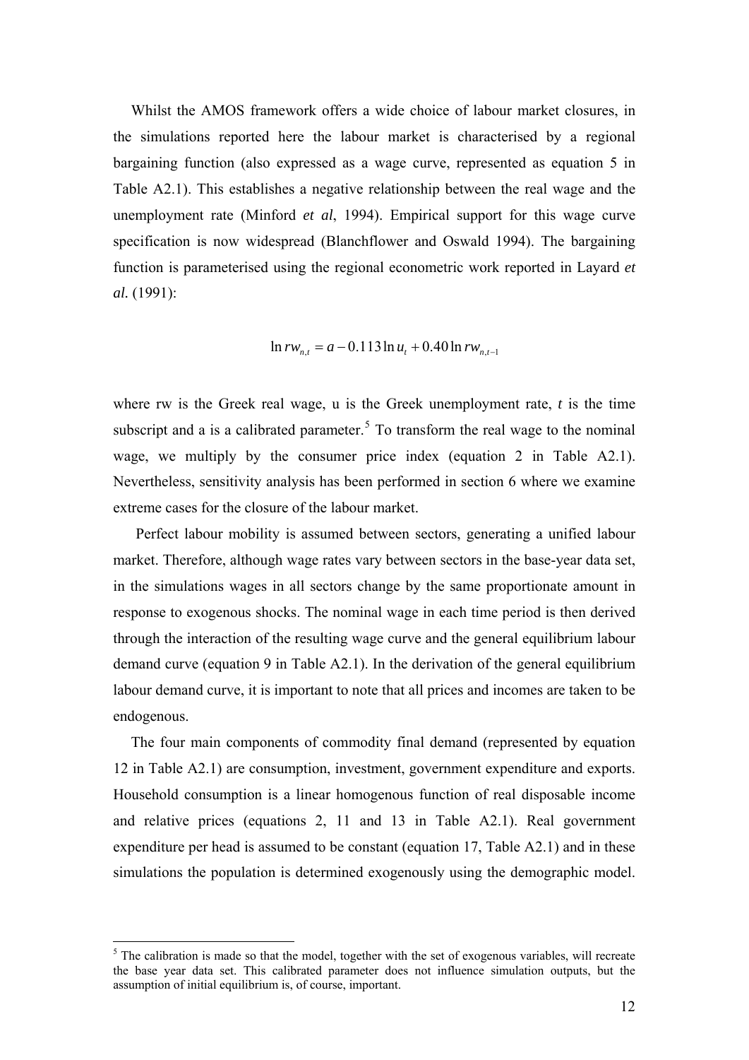Whilst the AMOS framework offers a wide choice of labour market closures, in the simulations reported here the labour market is characterised by a regional bargaining function (also expressed as a wage curve, represented as equation 5 in Table A2.1). This establishes a negative relationship between the real wage and the unemployment rate (Minford *et al*, 1994). Empirical support for this wage curve specification is now widespread (Blanchflower and Oswald 1994). The bargaining function is parameterised using the regional econometric work reported in Layard *et al.* (1991):

$$\ln rw_{n,t} = a - 0.113 \ln u_t + 0.40 \ln rw_{n,t-1}$$

where rw is the Greek real wage, u is the Greek unemployment rate, *t* is the time subscript and a is a calibrated parameter.[5] To transform the real wage to the nominal wage, we multiply by the consumer price index (equation 2 in Table A2.1). Nevertheless, sensitivity analysis has been performed in section 6 where we examine extreme cases for the closure of the labour market.

Perfect labour mobility is assumed between sectors, generating a unified labour market. Therefore, although wage rates vary between sectors in the base-year data set, in the simulations wages in all sectors change by the same proportionate amount in response to exogenous shocks. The nominal wage in each time period is then derived through the interaction of the resulting wage curve and the general equilibrium labour demand curve (equation 9 in Table A2.1). In the derivation of the general equilibrium labour demand curve, it is important to note that all prices and incomes are taken to be endogenous.

The four main components of commodity final demand (represented by equation 12 in Table A2.1) are consumption, investment, government expenditure and exports. Household consumption is a linear homogenous function of real disposable income and relative prices (equations 2, 11 and 13 in Table A2.1). Real government expenditure per head is assumed to be constant (equation 17, Table A2.1) and in these simulations the population is determined exogenously using the demographic model.

---

[5] The calibration is made so that the model, together with the set of exogenous variables, will recreate the base year data set. This calibrated parameter does not influence simulation outputs, but the assumption of initial equilibrium is, of course, important.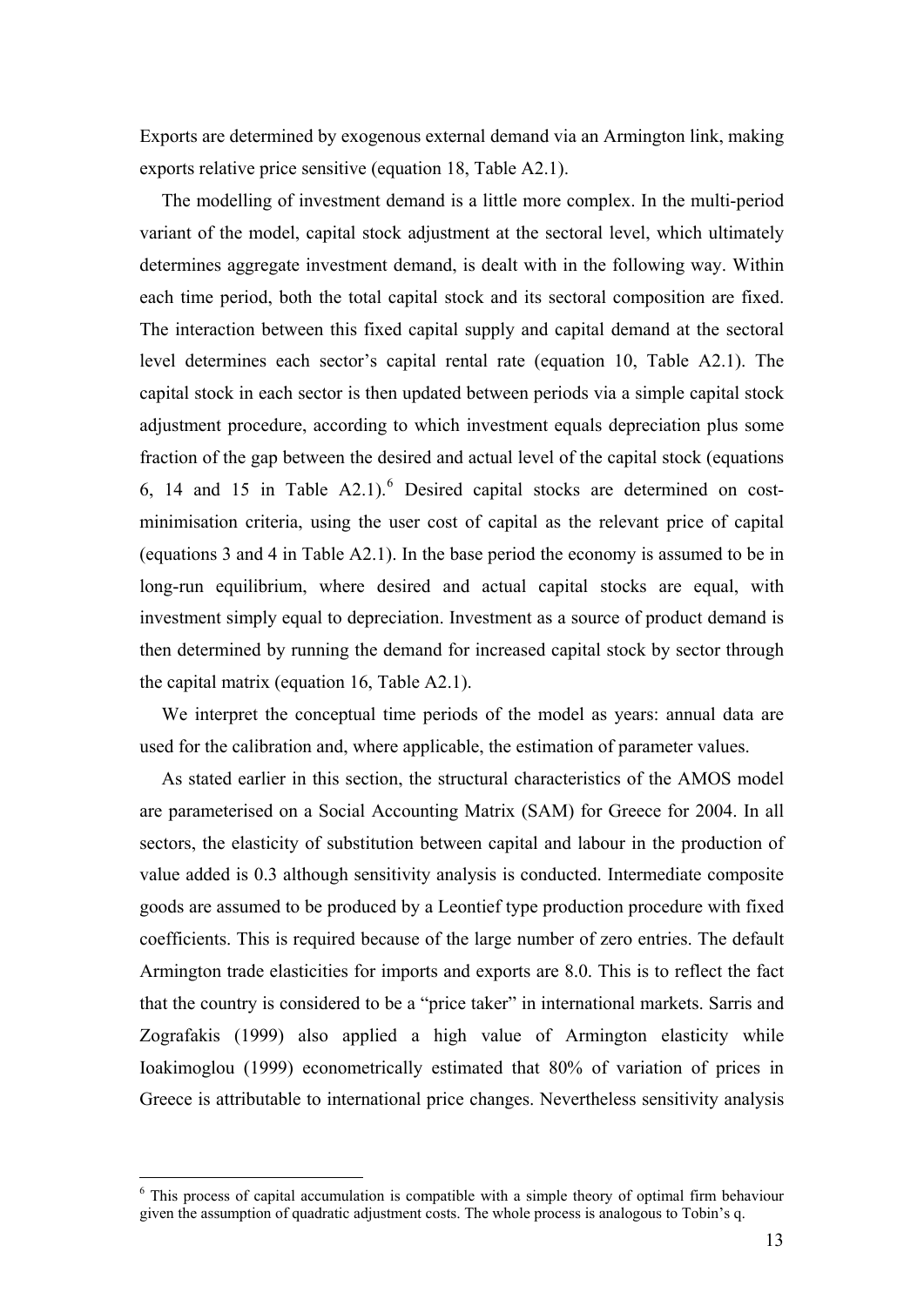Exports are determined by exogenous external demand via an Armington link, making exports relative price sensitive (equation 18, Table A2.1).

The modelling of investment demand is a little more complex. In the multi-period variant of the model, capital stock adjustment at the sectoral level, which ultimately determines aggregate investment demand, is dealt with in the following way. Within each time period, both the total capital stock and its sectoral composition are fixed. The interaction between this fixed capital supply and capital demand at the sectoral level determines each sector's capital rental rate (equation 10, Table A2.1). The capital stock in each sector is then updated between periods via a simple capital stock adjustment procedure, according to which investment equals depreciation plus some fraction of the gap between the desired and actual level of the capital stock (equations 6, 14 and 15 in Table A2.1).[6] Desired capital stocks are determined on cost-minimisation criteria, using the user cost of capital as the relevant price of capital (equations 3 and 4 in Table A2.1). In the base period the economy is assumed to be in long-run equilibrium, where desired and actual capital stocks are equal, with investment simply equal to depreciation. Investment as a source of product demand is then determined by running the demand for increased capital stock by sector through the capital matrix (equation 16, Table A2.1).

We interpret the conceptual time periods of the model as years: annual data are used for the calibration and, where applicable, the estimation of parameter values.

As stated earlier in this section, the structural characteristics of the AMOS model are parameterised on a Social Accounting Matrix (SAM) for Greece for 2004. In all sectors, the elasticity of substitution between capital and labour in the production of value added is 0.3 although sensitivity analysis is conducted. Intermediate composite goods are assumed to be produced by a Leontief type production procedure with fixed coefficients. This is required because of the large number of zero entries. The default Armington trade elasticities for imports and exports are 8.0. This is to reflect the fact that the country is considered to be a "price taker" in international markets. Sarris and Zografakis (1999) also applied a high value of Armington elasticity while Ioakimoglou (1999) econometrically estimated that 80% of variation of prices in Greece is attributable to international price changes. Nevertheless sensitivity analysis

---

[6] This process of capital accumulation is compatible with a simple theory of optimal firm behaviour given the assumption of quadratic adjustment costs. The whole process is analogous to Tobin's q.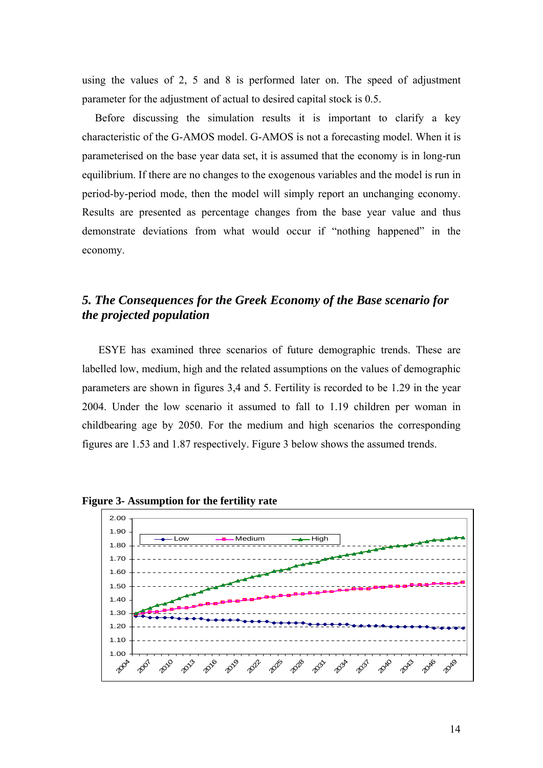using the values of 2, 5 and 8 is performed later on. The speed of adjustment parameter for the adjustment of actual to desired capital stock is 0.5.

Before discussing the simulation results it is important to clarify a key characteristic of the G-AMOS model. G-AMOS is not a forecasting model. When it is parameterised on the base year data set, it is assumed that the economy is in long-run equilibrium. If there are no changes to the exogenous variables and the model is run in period-by-period mode, then the model will simply report an unchanging economy. Results are presented as percentage changes from the base year value and thus demonstrate deviations from what would occur if "nothing happened" in the economy.

## *5. The Consequences for the Greek Economy of the Base scenario for the projected population*

ESYE has examined three scenarios of future demographic trends. These are labelled low, medium, high and the related assumptions on the values of demographic parameters are shown in figures 3,4 and 5. Fertility is recorded to be 1.29 in the year 2004. Under the low scenario it assumed to fall to 1.19 children per woman in childbearing age by 2050. For the medium and high scenarios the corresponding figures are 1.53 and 1.87 respectively. Figure 3 below shows the assumed trends.

**Figure 3- Assumption for the fertility rate**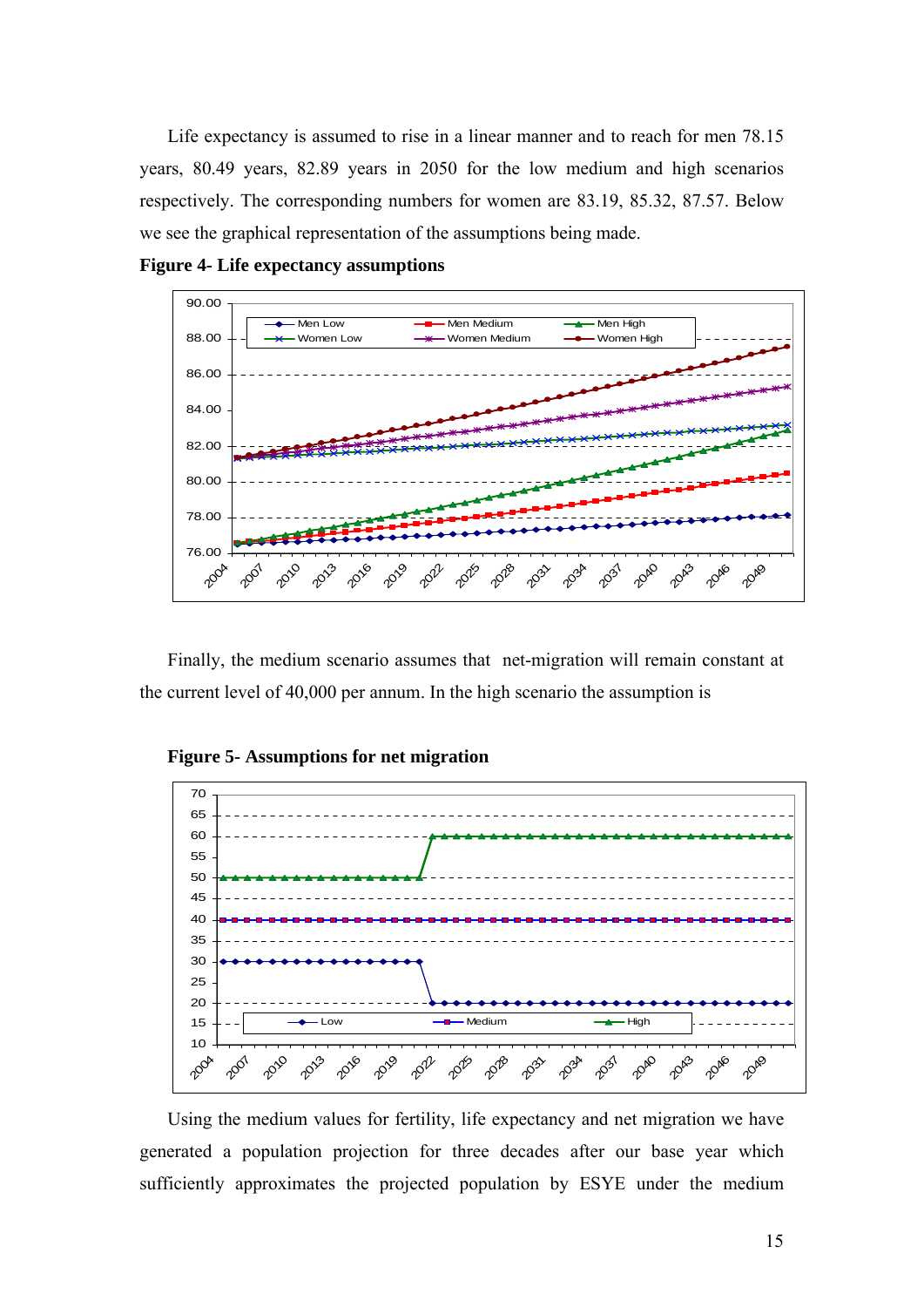Life expectancy is assumed to rise in a linear manner and to reach for men 78.15 years, 80.49 years, 82.89 years in 2050 for the low medium and high scenarios respectively. The corresponding numbers for women are 83.19, 85.32, 87.57. Below we see the graphical representation of the assumptions being made.

**Figure 4- Life expectancy assumptions**

Finally, the medium scenario assumes that net-migration will remain constant at the current level of 40,000 per annum. In the high scenario the assumption is

**Figure 5- Assumptions for net migration**

Using the medium values for fertility, life expectancy and net migration we have generated a population projection for three decades after our base year which sufficiently approximates the projected population by ESYE under the medium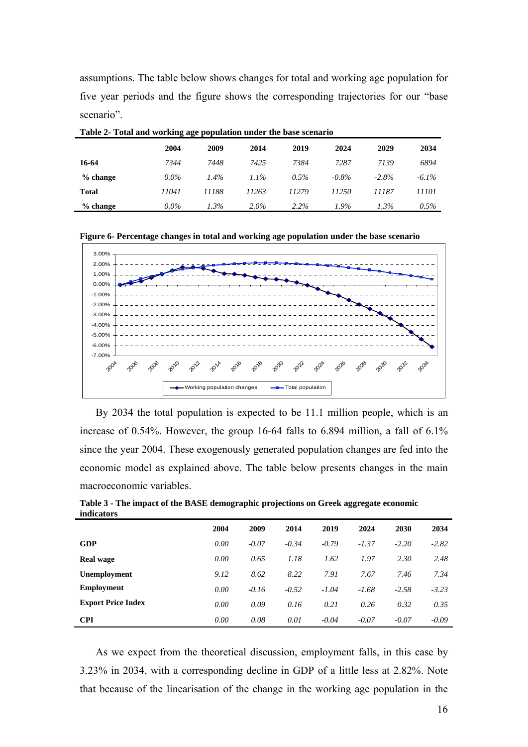assumptions. The table below shows changes for total and working age population for five year periods and the figure shows the corresponding trajectories for our "base scenario".

**Table 2- Total and working age population under the base scenario**

| | 2004 | 2009 | 2014 | 2019 | 2024 | 2029 | 2034 |
|---|---|---|---|---|---|---|---|
| **16-64** | *7344* | *7448* | *7425* | *7384* | *7287* | *7139* | *6894* |
| **% change** | *0.0%* | *1.4%* | *1.1%* | *0.5%* | *-0.8%* | *-2.8%* | *-6.1%* |
| **Total** | *11041* | *11188* | *11263* | *11279* | *11250* | *11187* | *11101* |
| **% change** | *0.0%* | *1.3%* | *2.0%* | *2.2%* | *1.9%* | *1.3%* | *0.5%* |

**Figure 6- Percentage changes in total and working age population under the base scenario**

By 2034 the total population is expected to be 11.1 million people, which is an increase of 0.54%. However, the group 16-64 falls to 6.894 million, a fall of 6.1% since the year 2004. These exogenously generated population changes are fed into the economic model as explained above. The table below presents changes in the main macroeconomic variables.

**Table 3 - The impact of the BASE demographic projections on Greek aggregate economic indicators**

| | 2004 | 2009 | 2014 | 2019 | 2024 | 2030 | 2034 |
|---|---|---|---|---|---|---|---|
| **GDP** | *0.00* | *-0.07* | *-0.34* | *-0.79* | *-1.37* | *-2.20* | *-2.82* |
| **Real wage** | *0.00* | *0.65* | *1.18* | *1.62* | *1.97* | *2.30* | *2.48* |
| **Unemployment** | *9.12* | *8.62* | *8.22* | *7.91* | *7.67* | *7.46* | *7.34* |
| **Employment** | *0.00* | *-0.16* | *-0.52* | *-1.04* | *-1.68* | *-2.58* | *-3.23* |
| **Export Price Index** | *0.00* | *0.09* | *0.16* | *0.21* | *0.26* | *0.32* | *0.35* |
| **CPI** | *0.00* | *0.08* | *0.01* | *-0.04* | *-0.07* | *-0.07* | *-0.09* |

As we expect from the theoretical discussion, employment falls, in this case by 3.23% in 2034, with a corresponding decline in GDP of a little less at 2.82%. Note that because of the linearisation of the change in the working age population in the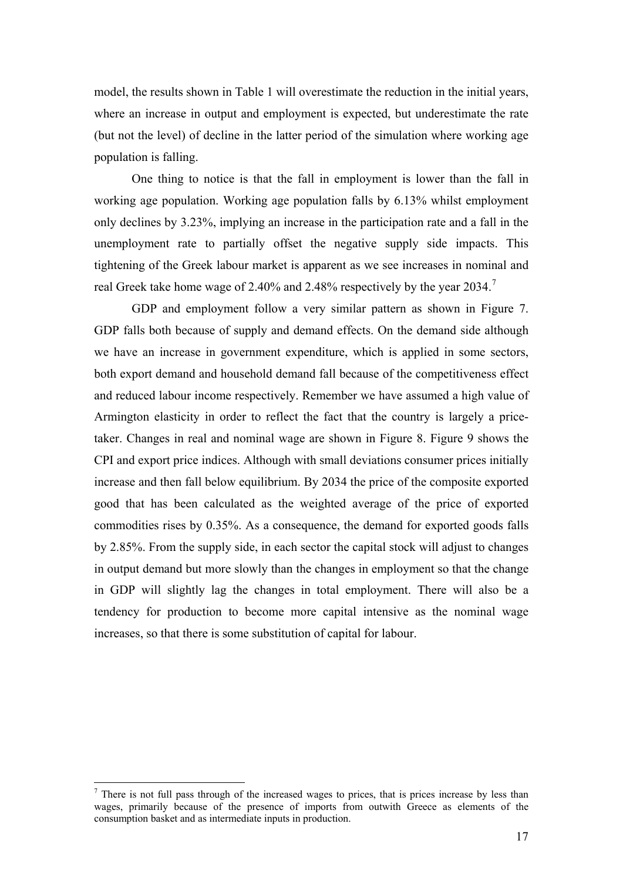model, the results shown in Table 1 will overestimate the reduction in the initial years, where an increase in output and employment is expected, but underestimate the rate (but not the level) of decline in the latter period of the simulation where working age population is falling.

One thing to notice is that the fall in employment is lower than the fall in working age population. Working age population falls by 6.13% whilst employment only declines by 3.23%, implying an increase in the participation rate and a fall in the unemployment rate to partially offset the negative supply side impacts. This tightening of the Greek labour market is apparent as we see increases in nominal and real Greek take home wage of 2.40% and 2.48% respectively by the year 2034.[7]

GDP and employment follow a very similar pattern as shown in Figure 7. GDP falls both because of supply and demand effects. On the demand side although we have an increase in government expenditure, which is applied in some sectors, both export demand and household demand fall because of the competitiveness effect and reduced labour income respectively. Remember we have assumed a high value of Armington elasticity in order to reflect the fact that the country is largely a price-taker. Changes in real and nominal wage are shown in Figure 8. Figure 9 shows the CPI and export price indices. Although with small deviations consumer prices initially increase and then fall below equilibrium. By 2034 the price of the composite exported good that has been calculated as the weighted average of the price of exported commodities rises by 0.35%. As a consequence, the demand for exported goods falls by 2.85%. From the supply side, in each sector the capital stock will adjust to changes in output demand but more slowly than the changes in employment so that the change in GDP will slightly lag the changes in total employment. There will also be a tendency for production to become more capital intensive as the nominal wage increases, so that there is some substitution of capital for labour.

[7] There is not full pass through of the increased wages to prices, that is prices increase by less than wages, primarily because of the presence of imports from outwith Greece as elements of the consumption basket and as intermediate inputs in production.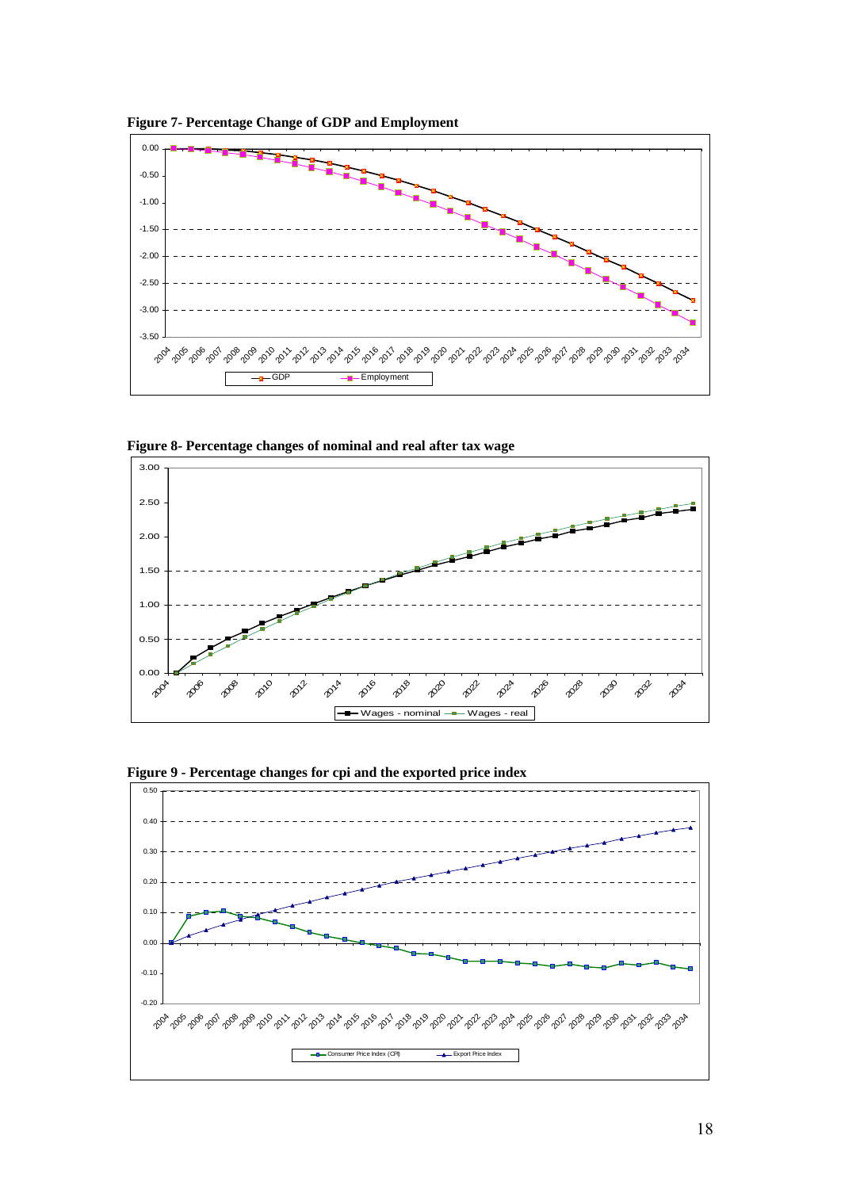**Figure 7- Percentage Change of GDP and Employment**

**Figure 8- Percentage changes of nominal and real after tax wage**

**Figure 9 - Percentage changes for cpi and the exported price index**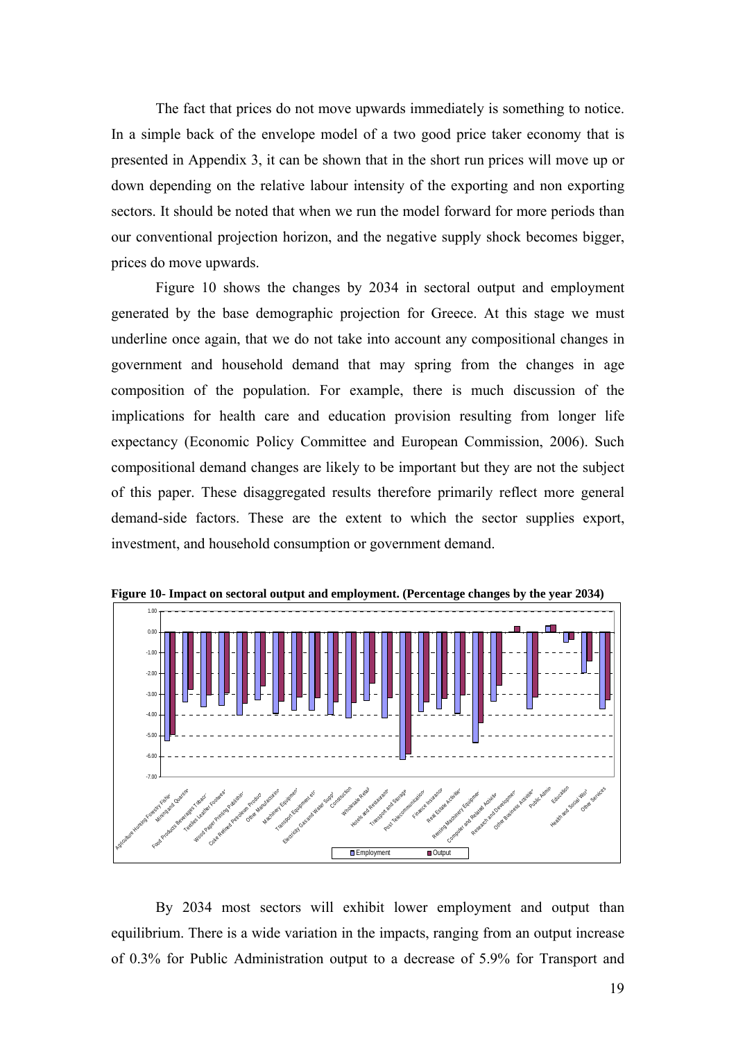The fact that prices do not move upwards immediately is something to notice. In a simple back of the envelope model of a two good price taker economy that is presented in Appendix 3, it can be shown that in the short run prices will move up or down depending on the relative labour intensity of the exporting and non exporting sectors. It should be noted that when we run the model forward for more periods than our conventional projection horizon, and the negative supply shock becomes bigger, prices do move upwards.

Figure 10 shows the changes by 2034 in sectoral output and employment generated by the base demographic projection for Greece. At this stage we must underline once again, that we do not take into account any compositional changes in government and household demand that may spring from the changes in age composition of the population. For example, there is much discussion of the implications for health care and education provision resulting from longer life expectancy (Economic Policy Committee and European Commission, 2006). Such compositional demand changes are likely to be important but they are not the subject of this paper. These disaggregated results therefore primarily reflect more general demand-side factors. These are the extent to which the sector supplies export, investment, and household consumption or government demand.

**Figure 10- Impact on sectoral output and employment. (Percentage changes by the year 2034)**

By 2034 most sectors will exhibit lower employment and output than equilibrium. There is a wide variation in the impacts, ranging from an output increase of 0.3% for Public Administration output to a decrease of 5.9% for Transport and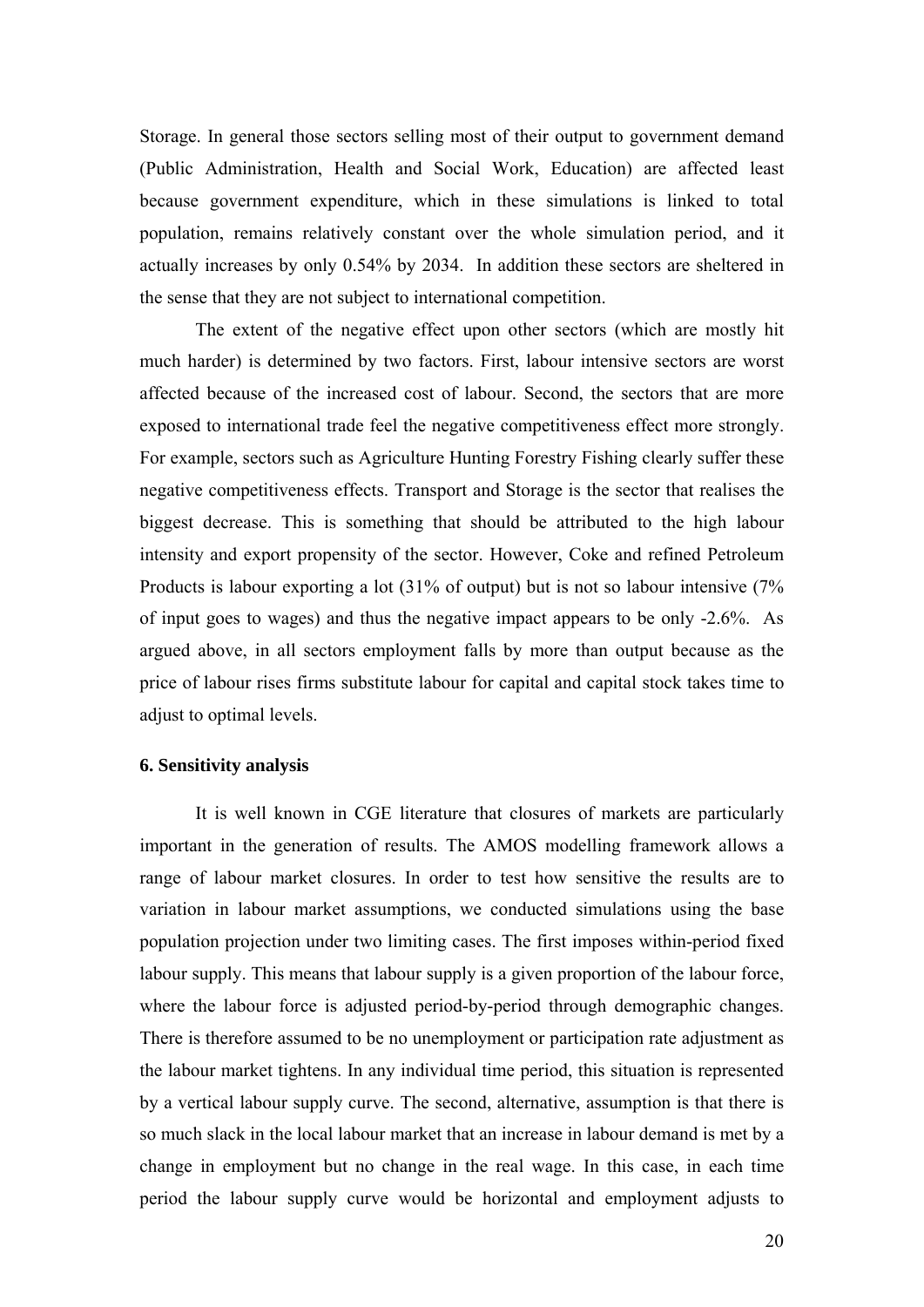Storage. In general those sectors selling most of their output to government demand (Public Administration, Health and Social Work, Education) are affected least because government expenditure, which in these simulations is linked to total population, remains relatively constant over the whole simulation period, and it actually increases by only 0.54% by 2034. In addition these sectors are sheltered in the sense that they are not subject to international competition.

The extent of the negative effect upon other sectors (which are mostly hit much harder) is determined by two factors. First, labour intensive sectors are worst affected because of the increased cost of labour. Second, the sectors that are more exposed to international trade feel the negative competitiveness effect more strongly. For example, sectors such as Agriculture Hunting Forestry Fishing clearly suffer these negative competitiveness effects. Transport and Storage is the sector that realises the biggest decrease. This is something that should be attributed to the high labour intensity and export propensity of the sector. However, Coke and refined Petroleum Products is labour exporting a lot (31% of output) but is not so labour intensive (7% of input goes to wages) and thus the negative impact appears to be only -2.6%. As argued above, in all sectors employment falls by more than output because as the price of labour rises firms substitute labour for capital and capital stock takes time to adjust to optimal levels.

### 6. Sensitivity analysis

It is well known in CGE literature that closures of markets are particularly important in the generation of results. The AMOS modelling framework allows a range of labour market closures. In order to test how sensitive the results are to variation in labour market assumptions, we conducted simulations using the base population projection under two limiting cases. The first imposes within-period fixed labour supply. This means that labour supply is a given proportion of the labour force, where the labour force is adjusted period-by-period through demographic changes. There is therefore assumed to be no unemployment or participation rate adjustment as the labour market tightens. In any individual time period, this situation is represented by a vertical labour supply curve. The second, alternative, assumption is that there is so much slack in the local labour market that an increase in labour demand is met by a change in employment but no change in the real wage. In this case, in each time period the labour supply curve would be horizontal and employment adjusts to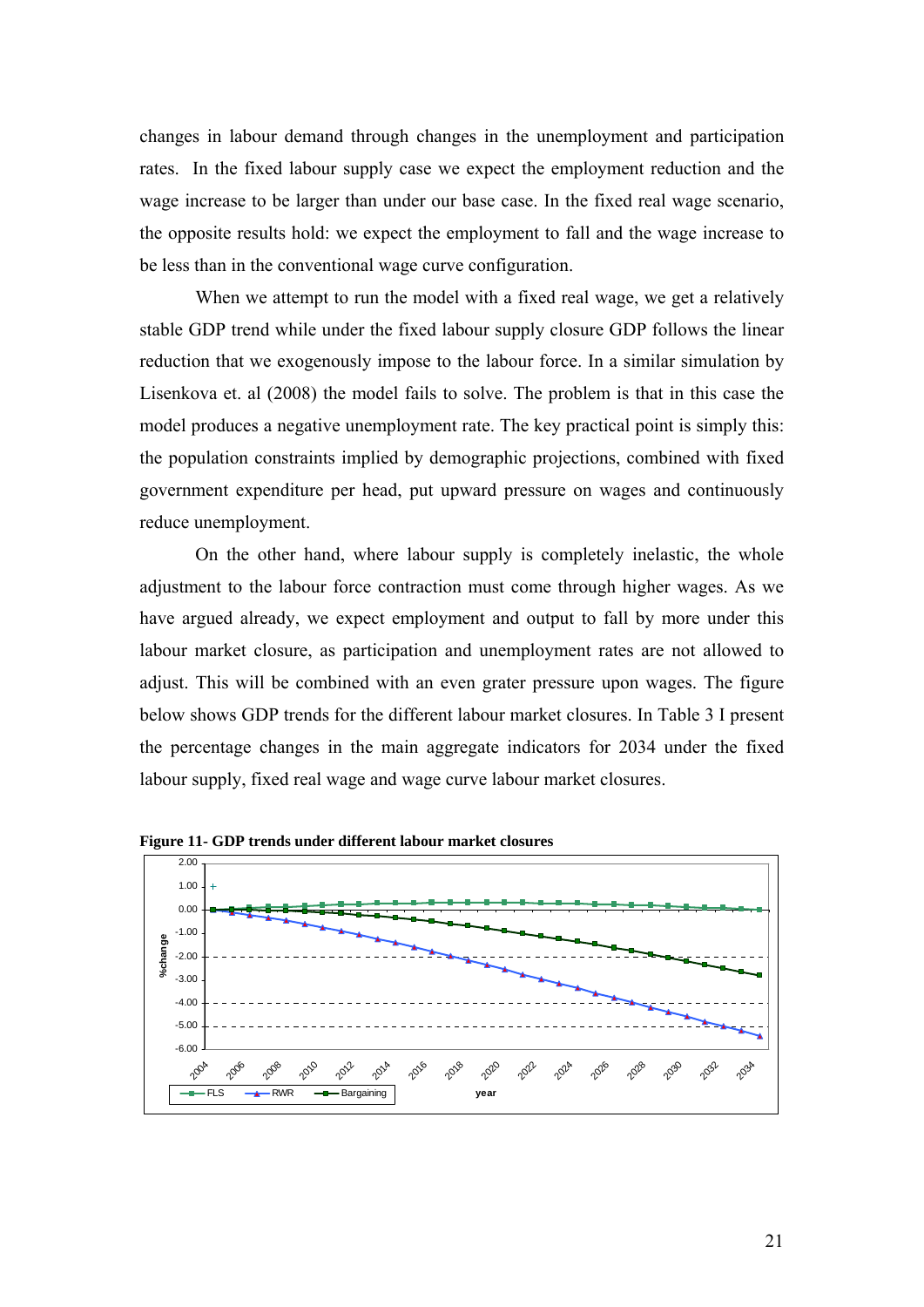changes in labour demand through changes in the unemployment and participation rates. In the fixed labour supply case we expect the employment reduction and the wage increase to be larger than under our base case. In the fixed real wage scenario, the opposite results hold: we expect the employment to fall and the wage increase to be less than in the conventional wage curve configuration.

When we attempt to run the model with a fixed real wage, we get a relatively stable GDP trend while under the fixed labour supply closure GDP follows the linear reduction that we exogenously impose to the labour force. In a similar simulation by Lisenkova et. al (2008) the model fails to solve. The problem is that in this case the model produces a negative unemployment rate. The key practical point is simply this: the population constraints implied by demographic projections, combined with fixed government expenditure per head, put upward pressure on wages and continuously reduce unemployment.

On the other hand, where labour supply is completely inelastic, the whole adjustment to the labour force contraction must come through higher wages. As we have argued already, we expect employment and output to fall by more under this labour market closure, as participation and unemployment rates are not allowed to adjust. This will be combined with an even grater pressure upon wages. The figure below shows GDP trends for the different labour market closures. In Table 3 I present the percentage changes in the main aggregate indicators for 2034 under the fixed labour supply, fixed real wage and wage curve labour market closures.

**Figure 11- GDP trends under different labour market closures**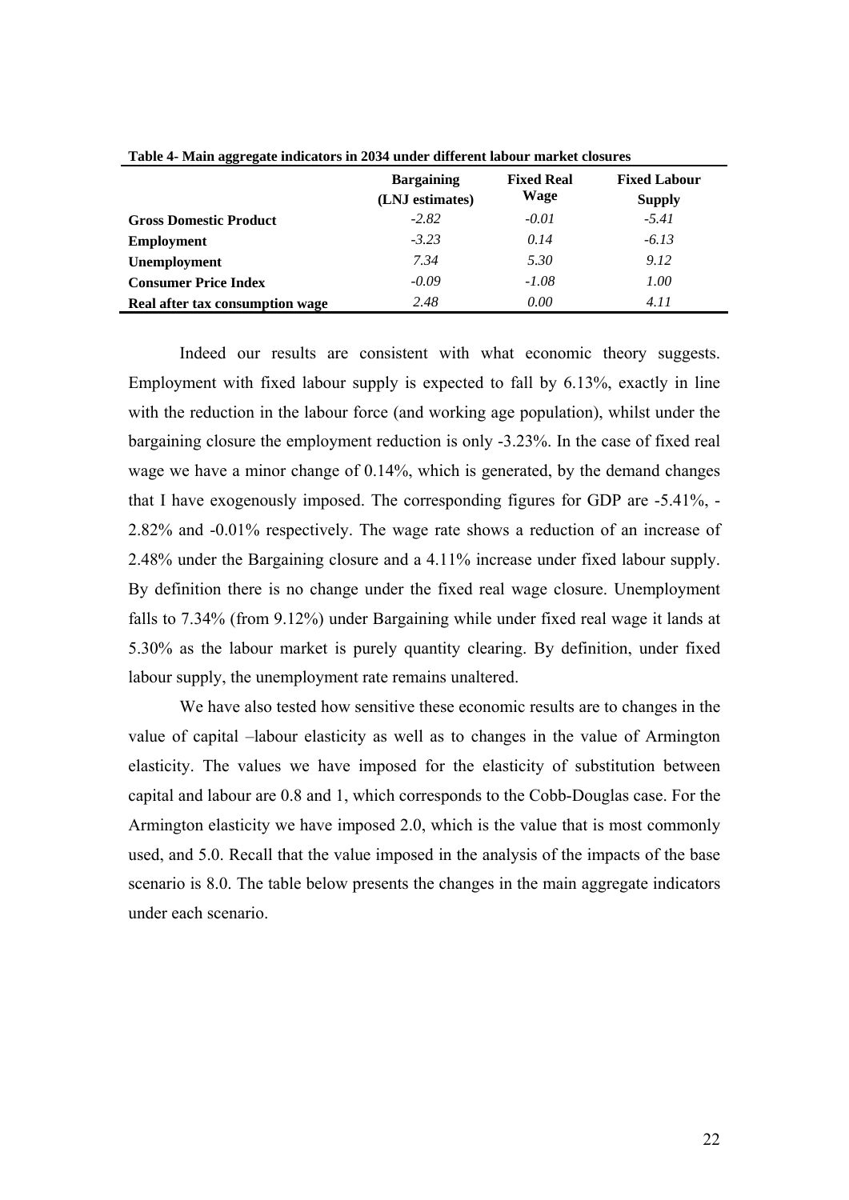**Table 4- Main aggregate indicators in 2034 under different labour market closures**

| | Bargaining (LNJ estimates) | Fixed Real Wage | Fixed Labour Supply |
|---|---|---|---|
| **Gross Domestic Product** | *-2.82* | *-0.01* | *-5.41* |
| **Employment** | *-3.23* | *0.14* | *-6.13* |
| **Unemployment** | *7.34* | *5.30* | *9.12* |
| **Consumer Price Index** | *-0.09* | *-1.08* | *1.00* |
| **Real after tax consumption wage** | *2.48* | *0.00* | *4.11* |

Indeed our results are consistent with what economic theory suggests. Employment with fixed labour supply is expected to fall by 6.13%, exactly in line with the reduction in the labour force (and working age population), whilst under the bargaining closure the employment reduction is only -3.23%. In the case of fixed real wage we have a minor change of 0.14%, which is generated, by the demand changes that I have exogenously imposed. The corresponding figures for GDP are -5.41%, -2.82% and -0.01% respectively. The wage rate shows a reduction of an increase of 2.48% under the Bargaining closure and a 4.11% increase under fixed labour supply. By definition there is no change under the fixed real wage closure. Unemployment falls to 7.34% (from 9.12%) under Bargaining while under fixed real wage it lands at 5.30% as the labour market is purely quantity clearing. By definition, under fixed labour supply, the unemployment rate remains unaltered.

We have also tested how sensitive these economic results are to changes in the value of capital –labour elasticity as well as to changes in the value of Armington elasticity. The values we have imposed for the elasticity of substitution between capital and labour are 0.8 and 1, which corresponds to the Cobb-Douglas case. For the Armington elasticity we have imposed 2.0, which is the value that is most commonly used, and 5.0. Recall that the value imposed in the analysis of the impacts of the base scenario is 8.0. The table below presents the changes in the main aggregate indicators under each scenario.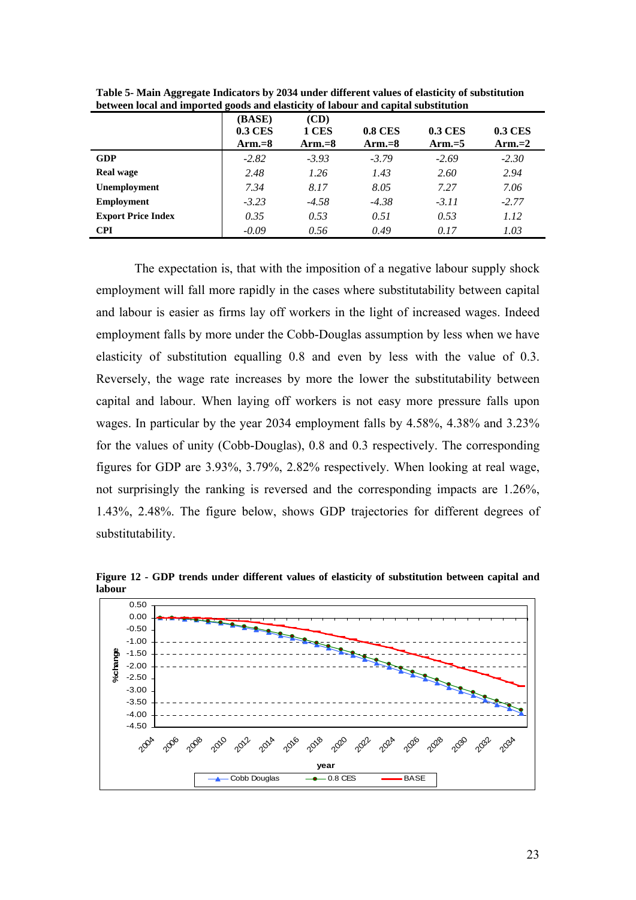**Table 5- Main Aggregate Indicators by 2034 under different values of elasticity of substitution between local and imported goods and elasticity of labour and capital substitution**

| | (BASE) 0.3 CES Arm.=8 | (CD) 1 CES Arm.=8 | 0.8 CES Arm.=8 | 0.3 CES Arm.=5 | 0.3 CES Arm.=2 |
|---|---|---|---|---|---|
| **GDP** | *-2.82* | *-3.93* | *-3.79* | *-2.69* | *-2.30* |
| **Real wage** | *2.48* | *1.26* | *1.43* | *2.60* | *2.94* |
| **Unemployment** | *7.34* | *8.17* | *8.05* | *7.27* | *7.06* |
| **Employment** | *-3.23* | *-4.58* | *-4.38* | *-3.11* | *-2.77* |
| **Export Price Index** | *0.35* | *0.53* | *0.51* | *0.53* | *1.12* |
| **CPI** | *-0.09* | *0.56* | *0.49* | *0.17* | *1.03* |

The expectation is, that with the imposition of a negative labour supply shock employment will fall more rapidly in the cases where substitutability between capital and labour is easier as firms lay off workers in the light of increased wages. Indeed employment falls by more under the Cobb-Douglas assumption by less when we have elasticity of substitution equalling 0.8 and even by less with the value of 0.3. Reversely, the wage rate increases by more the lower the substitutability between capital and labour. When laying off workers is not easy more pressure falls upon wages. In particular by the year 2034 employment falls by 4.58%, 4.38% and 3.23% for the values of unity (Cobb-Douglas), 0.8 and 0.3 respectively. The corresponding figures for GDP are 3.93%, 3.79%, 2.82% respectively. When looking at real wage, not surprisingly the ranking is reversed and the corresponding impacts are 1.26%, 1.43%, 2.48%. The figure below, shows GDP trajectories for different degrees of substitutability.

**Figure 12 - GDP trends under different values of elasticity of substitution between capital and labour**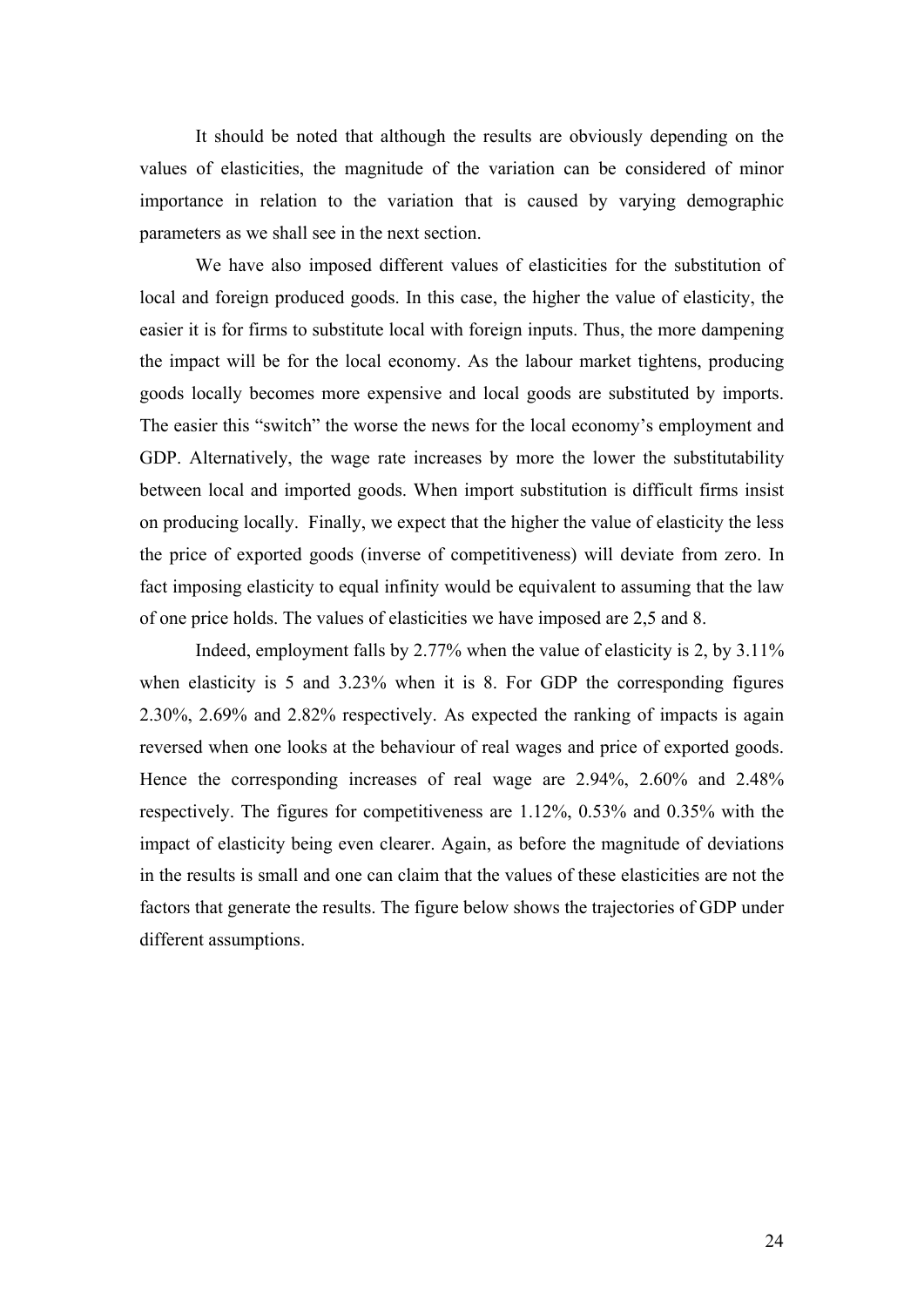It should be noted that although the results are obviously depending on the values of elasticities, the magnitude of the variation can be considered of minor importance in relation to the variation that is caused by varying demographic parameters as we shall see in the next section.

We have also imposed different values of elasticities for the substitution of local and foreign produced goods. In this case, the higher the value of elasticity, the easier it is for firms to substitute local with foreign inputs. Thus, the more dampening the impact will be for the local economy. As the labour market tightens, producing goods locally becomes more expensive and local goods are substituted by imports. The easier this "switch" the worse the news for the local economy's employment and GDP. Alternatively, the wage rate increases by more the lower the substitutability between local and imported goods. When import substitution is difficult firms insist on producing locally. Finally, we expect that the higher the value of elasticity the less the price of exported goods (inverse of competitiveness) will deviate from zero. In fact imposing elasticity to equal infinity would be equivalent to assuming that the law of one price holds. The values of elasticities we have imposed are 2,5 and 8.

Indeed, employment falls by 2.77% when the value of elasticity is 2, by 3.11% when elasticity is 5 and 3.23% when it is 8. For GDP the corresponding figures 2.30%, 2.69% and 2.82% respectively. As expected the ranking of impacts is again reversed when one looks at the behaviour of real wages and price of exported goods. Hence the corresponding increases of real wage are 2.94%, 2.60% and 2.48% respectively. The figures for competitiveness are 1.12%, 0.53% and 0.35% with the impact of elasticity being even clearer. Again, as before the magnitude of deviations in the results is small and one can claim that the values of these elasticities are not the factors that generate the results. The figure below shows the trajectories of GDP under different assumptions.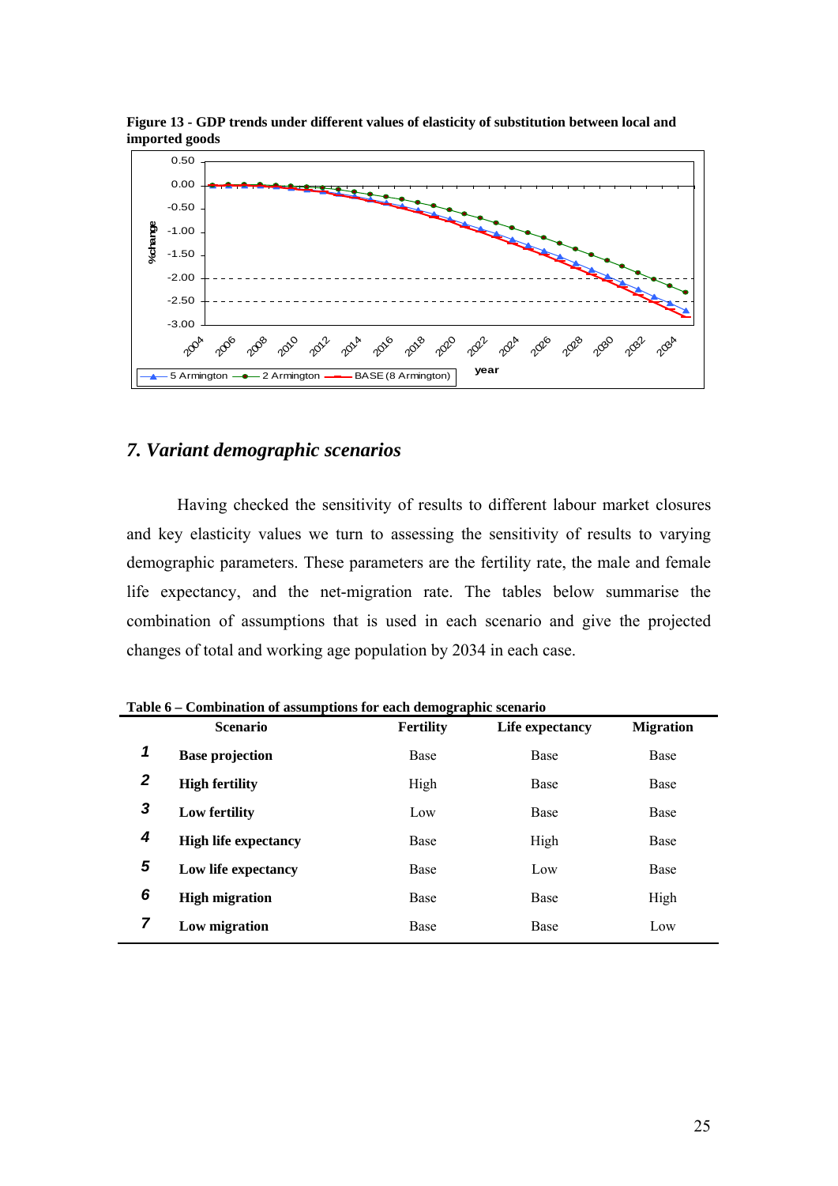**Figure 13 - GDP trends under different values of elasticity of substitution between local and imported goods**

## 7. Variant demographic scenarios

Having checked the sensitivity of results to different labour market closures and key elasticity values we turn to assessing the sensitivity of results to varying demographic parameters. These parameters are the fertility rate, the male and female life expectancy, and the net-migration rate. The tables below summarise the combination of assumptions that is used in each scenario and give the projected changes of total and working age population by 2034 in each case.

**Table 6 – Combination of assumptions for each demographic scenario**

| | Scenario | Fertility | Life expectancy | Migration |
|---|---|---|---|---|
| **1** | **Base projection** | Base | Base | Base |
| **2** | **High fertility** | High | Base | Base |
| **3** | **Low fertility** | Low | Base | Base |
| **4** | **High life expectancy** | Base | High | Base |
| **5** | **Low life expectancy** | Base | Low | Base |
| **6** | **High migration** | Base | Base | High |
| **7** | **Low migration** | Base | Base | Low |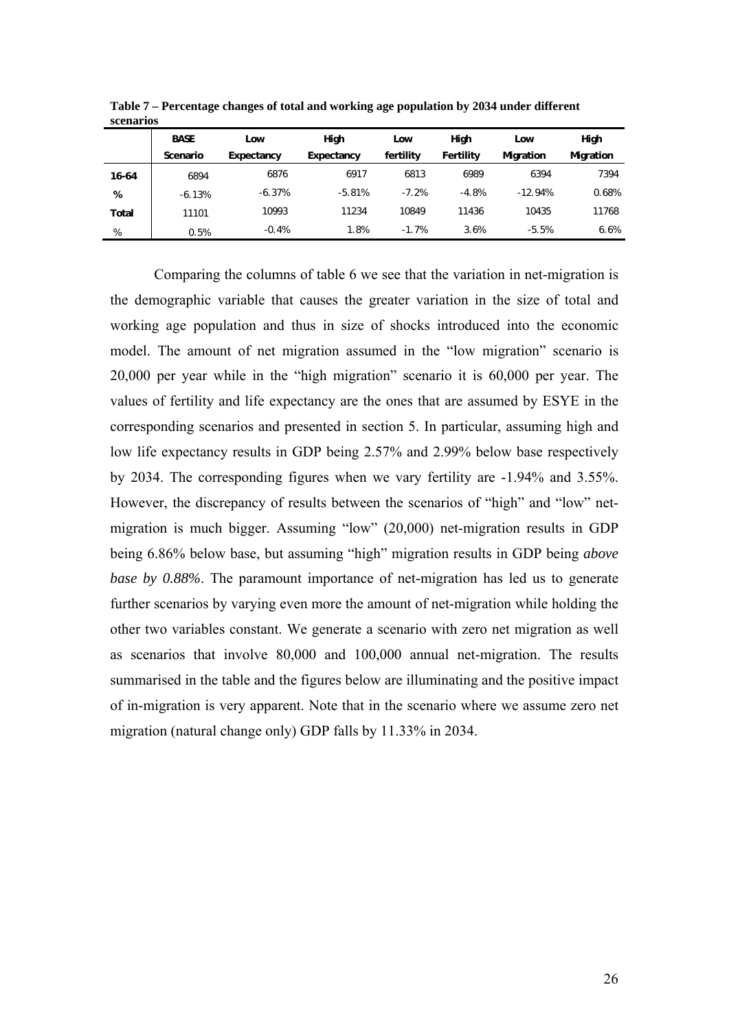**Table 7 – Percentage changes of total and working age population by 2034 under different scenarios**

| | BASE Scenario | Low Expectancy | High Expectancy | Low fertility | High Fertility | Low Migration | High Migration |
|---|---|---|---|---|---|---|---|
| **16-64** | 6894 | 6876 | 6917 | 6813 | 6989 | 6394 | 7394 |
| **%** | -6.13% | -6.37% | -5.81% | -7.2% | -4.8% | -12.94% | 0.68% |
| **Total** | 11101 | 10993 | 11234 | 10849 | 11436 | 10435 | 11768 |
| % | 0.5% | -0.4% | 1.8% | -1.7% | 3.6% | -5.5% | 6.6% |

Comparing the columns of table 6 we see that the variation in net-migration is the demographic variable that causes the greater variation in the size of total and working age population and thus in size of shocks introduced into the economic model. The amount of net migration assumed in the "low migration" scenario is 20,000 per year while in the "high migration" scenario it is 60,000 per year. The values of fertility and life expectancy are the ones that are assumed by ESYE in the corresponding scenarios and presented in section 5. In particular, assuming high and low life expectancy results in GDP being 2.57% and 2.99% below base respectively by 2034. The corresponding figures when we vary fertility are -1.94% and 3.55%. However, the discrepancy of results between the scenarios of "high" and "low" net-migration is much bigger. Assuming "low" (20,000) net-migration results in GDP being 6.86% below base, but assuming "high" migration results in GDP being *above base by 0.88%*. The paramount importance of net-migration has led us to generate further scenarios by varying even more the amount of net-migration while holding the other two variables constant. We generate a scenario with zero net migration as well as scenarios that involve 80,000 and 100,000 annual net-migration. The results summarised in the table and the figures below are illuminating and the positive impact of in-migration is very apparent. Note that in the scenario where we assume zero net migration (natural change only) GDP falls by 11.33% in 2034.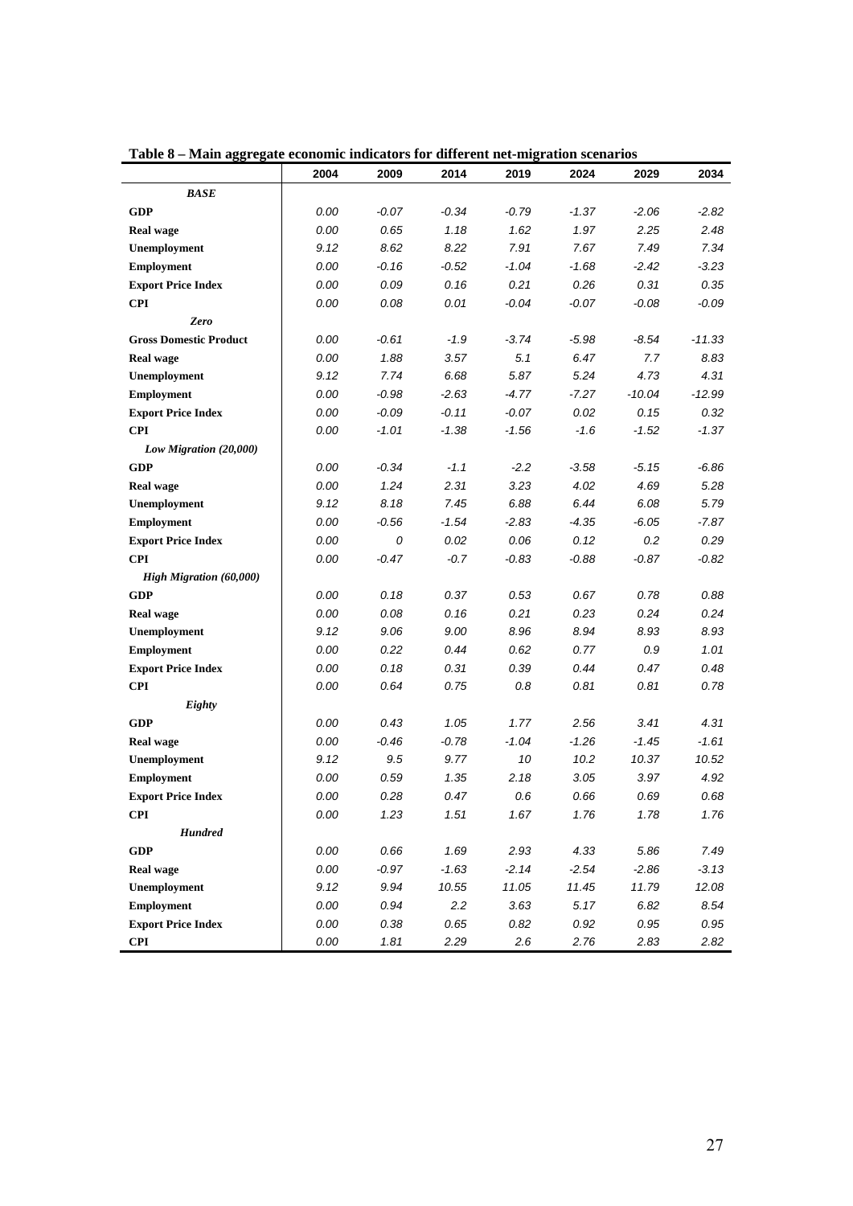**Table 8 – Main aggregate economic indicators for different net-migration scenarios**

| | 2004 | 2009 | 2014 | 2019 | 2024 | 2029 | 2034 |
|---|---|---|---|---|---|---|---|
| ***BASE*** | | | | | | | |
| **GDP** | 0.00 | -0.07 | -0.34 | -0.79 | -1.37 | -2.06 | -2.82 |
| **Real wage** | 0.00 | 0.65 | 1.18 | 1.62 | 1.97 | 2.25 | 2.48 |
| **Unemployment** | 9.12 | 8.62 | 8.22 | 7.91 | 7.67 | 7.49 | 7.34 |
| **Employment** | 0.00 | -0.16 | -0.52 | -1.04 | -1.68 | -2.42 | -3.23 |
| **Export Price Index** | 0.00 | 0.09 | 0.16 | 0.21 | 0.26 | 0.31 | 0.35 |
| **CPI** | 0.00 | 0.08 | 0.01 | -0.04 | -0.07 | -0.08 | -0.09 |
| ***Zero*** | | | | | | | |
| **Gross Domestic Product** | 0.00 | -0.61 | -1.9 | -3.74 | -5.98 | -8.54 | -11.33 |
| **Real wage** | 0.00 | 1.88 | 3.57 | 5.1 | 6.47 | 7.7 | 8.83 |
| **Unemployment** | 9.12 | 7.74 | 6.68 | 5.87 | 5.24 | 4.73 | 4.31 |
| **Employment** | 0.00 | -0.98 | -2.63 | -4.77 | -7.27 | -10.04 | -12.99 |
| **Export Price Index** | 0.00 | -0.09 | -0.11 | -0.07 | 0.02 | 0.15 | 0.32 |
| **CPI** | 0.00 | -1.01 | -1.38 | -1.56 | -1.6 | -1.52 | -1.37 |
| ***Low Migration (20,000)*** | | | | | | | |
| **GDP** | 0.00 | -0.34 | -1.1 | -2.2 | -3.58 | -5.15 | -6.86 |
| **Real wage** | 0.00 | 1.24 | 2.31 | 3.23 | 4.02 | 4.69 | 5.28 |
| **Unemployment** | 9.12 | 8.18 | 7.45 | 6.88 | 6.44 | 6.08 | 5.79 |
| **Employment** | 0.00 | -0.56 | -1.54 | -2.83 | -4.35 | -6.05 | -7.87 |
| **Export Price Index** | 0.00 | 0 | 0.02 | 0.06 | 0.12 | 0.2 | 0.29 |
| **CPI** | 0.00 | -0.47 | -0.7 | -0.83 | -0.88 | -0.87 | -0.82 |
| ***High Migration (60,000)*** | | | | | | | |
| **GDP** | 0.00 | 0.18 | 0.37 | 0.53 | 0.67 | 0.78 | 0.88 |
| **Real wage** | 0.00 | 0.08 | 0.16 | 0.21 | 0.23 | 0.24 | 0.24 |
| **Unemployment** | 9.12 | 9.06 | 9.00 | 8.96 | 8.94 | 8.93 | 8.93 |
| **Employment** | 0.00 | 0.22 | 0.44 | 0.62 | 0.77 | 0.9 | 1.01 |
| **Export Price Index** | 0.00 | 0.18 | 0.31 | 0.39 | 0.44 | 0.47 | 0.48 |
| **CPI** | 0.00 | 0.64 | 0.75 | 0.8 | 0.81 | 0.81 | 0.78 |
| ***Eighty*** | | | | | | | |
| **GDP** | 0.00 | 0.43 | 1.05 | 1.77 | 2.56 | 3.41 | 4.31 |
| **Real wage** | 0.00 | -0.46 | -0.78 | -1.04 | -1.26 | -1.45 | -1.61 |
| **Unemployment** | 9.12 | 9.5 | 9.77 | 10 | 10.2 | 10.37 | 10.52 |
| **Employment** | 0.00 | 0.59 | 1.35 | 2.18 | 3.05 | 3.97 | 4.92 |
| **Export Price Index** | 0.00 | 0.28 | 0.47 | 0.6 | 0.66 | 0.69 | 0.68 |
| **CPI** | 0.00 | 1.23 | 1.51 | 1.67 | 1.76 | 1.78 | 1.76 |
| ***Hundred*** | | | | | | | |
| **GDP** | 0.00 | 0.66 | 1.69 | 2.93 | 4.33 | 5.86 | 7.49 |
| **Real wage** | 0.00 | -0.97 | -1.63 | -2.14 | -2.54 | -2.86 | -3.13 |
| **Unemployment** | 9.12 | 9.94 | 10.55 | 11.05 | 11.45 | 11.79 | 12.08 |
| **Employment** | 0.00 | 0.94 | 2.2 | 3.63 | 5.17 | 6.82 | 8.54 |
| **Export Price Index** | 0.00 | 0.38 | 0.65 | 0.82 | 0.92 | 0.95 | 0.95 |
| **CPI** | 0.00 | 1.81 | 2.29 | 2.6 | 2.76 | 2.83 | 2.82 |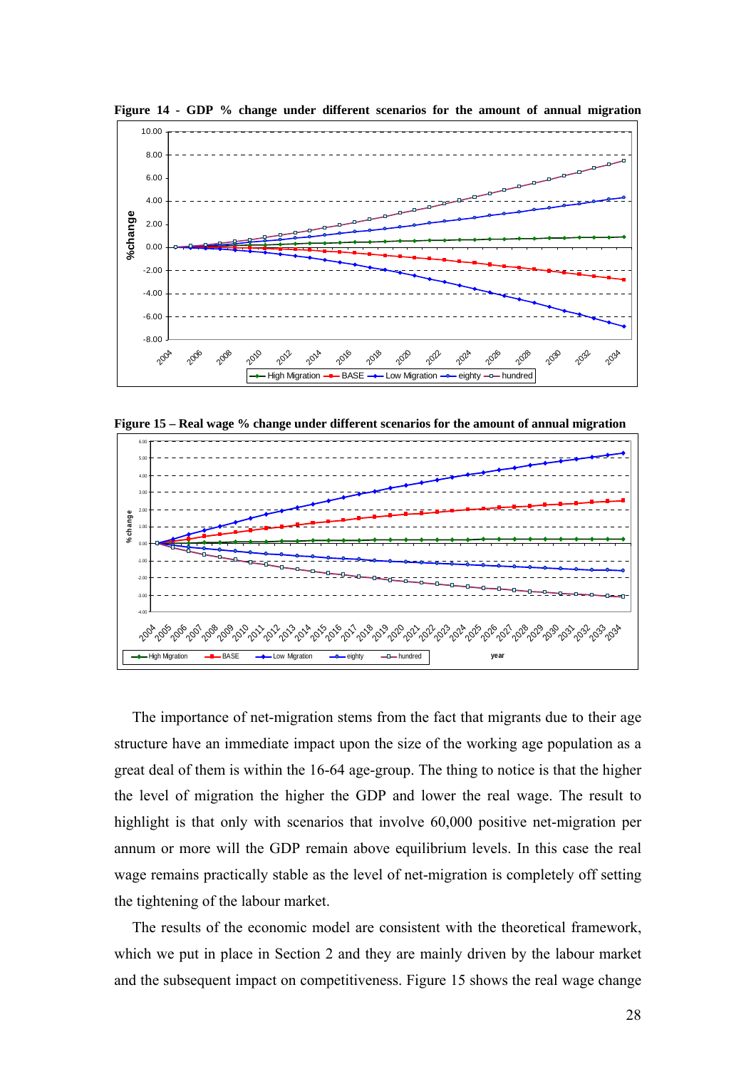**Figure 14 - GDP % change under different scenarios for the amount of annual migration**

**Figure 15 – Real wage % change under different scenarios for the amount of annual migration**

The importance of net-migration stems from the fact that migrants due to their age structure have an immediate impact upon the size of the working age population as a great deal of them is within the 16-64 age-group. The thing to notice is that the higher the level of migration the higher the GDP and lower the real wage. The result to highlight is that only with scenarios that involve 60,000 positive net-migration per annum or more will the GDP remain above equilibrium levels. In this case the real wage remains practically stable as the level of net-migration is completely off setting the tightening of the labour market.

The results of the economic model are consistent with the theoretical framework, which we put in place in Section 2 and they are mainly driven by the labour market and the subsequent impact on competitiveness. Figure 15 shows the real wage change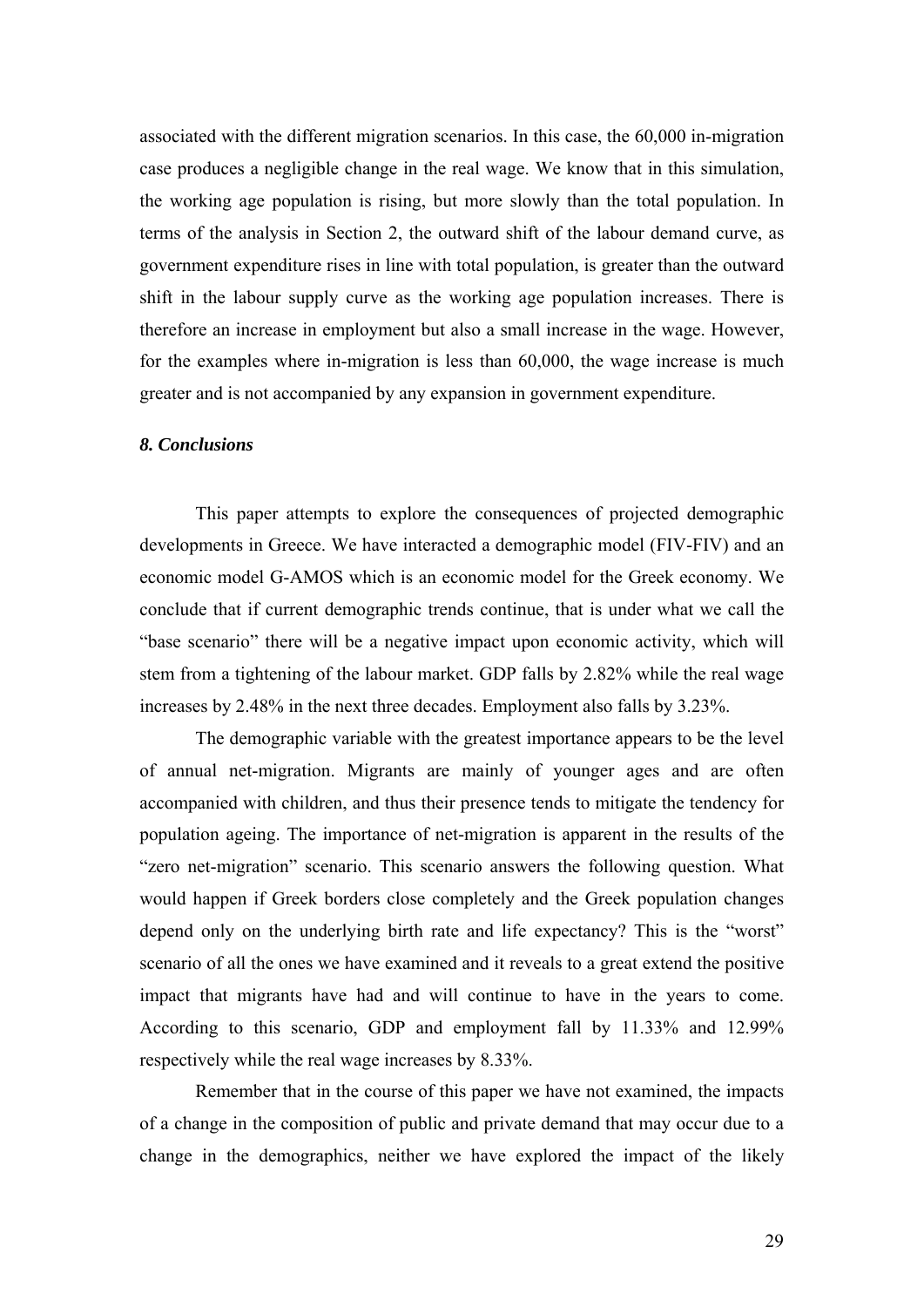associated with the different migration scenarios. In this case, the 60,000 in-migration case produces a negligible change in the real wage. We know that in this simulation, the working age population is rising, but more slowly than the total population. In terms of the analysis in Section 2, the outward shift of the labour demand curve, as government expenditure rises in line with total population, is greater than the outward shift in the labour supply curve as the working age population increases. There is therefore an increase in employment but also a small increase in the wage. However, for the examples where in-migration is less than 60,000, the wage increase is much greater and is not accompanied by any expansion in government expenditure.

### *8. Conclusions*

This paper attempts to explore the consequences of projected demographic developments in Greece. We have interacted a demographic model (FIV-FIV) and an economic model G-AMOS which is an economic model for the Greek economy. We conclude that if current demographic trends continue, that is under what we call the "base scenario" there will be a negative impact upon economic activity, which will stem from a tightening of the labour market. GDP falls by 2.82% while the real wage increases by 2.48% in the next three decades. Employment also falls by 3.23%.

The demographic variable with the greatest importance appears to be the level of annual net-migration. Migrants are mainly of younger ages and are often accompanied with children, and thus their presence tends to mitigate the tendency for population ageing. The importance of net-migration is apparent in the results of the "zero net-migration" scenario. This scenario answers the following question. What would happen if Greek borders close completely and the Greek population changes depend only on the underlying birth rate and life expectancy? This is the "worst" scenario of all the ones we have examined and it reveals to a great extend the positive impact that migrants have had and will continue to have in the years to come. According to this scenario, GDP and employment fall by 11.33% and 12.99% respectively while the real wage increases by 8.33%.

Remember that in the course of this paper we have not examined, the impacts of a change in the composition of public and private demand that may occur due to a change in the demographics, neither we have explored the impact of the likely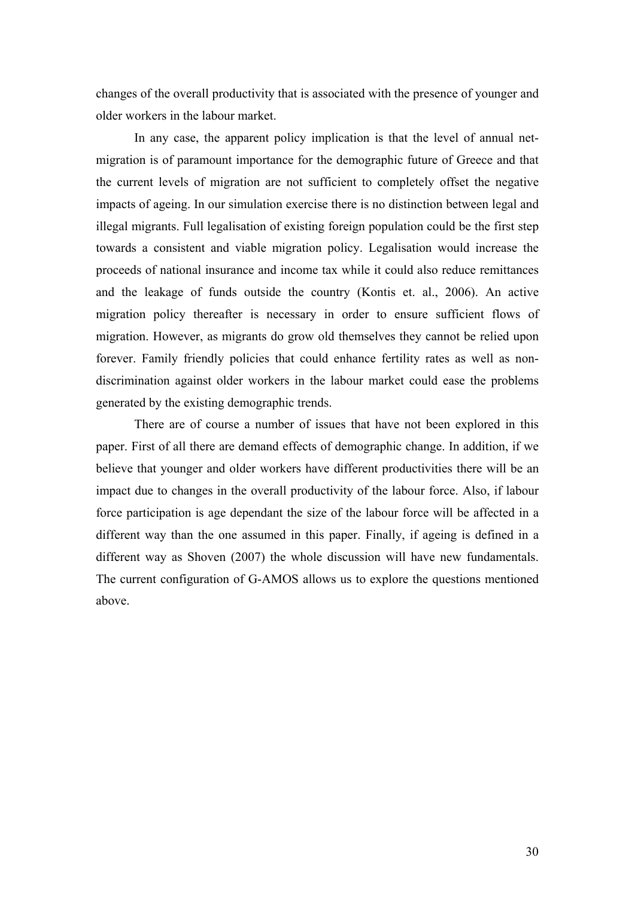changes of the overall productivity that is associated with the presence of younger and older workers in the labour market.

In any case, the apparent policy implication is that the level of annual net-migration is of paramount importance for the demographic future of Greece and that the current levels of migration are not sufficient to completely offset the negative impacts of ageing. In our simulation exercise there is no distinction between legal and illegal migrants. Full legalisation of existing foreign population could be the first step towards a consistent and viable migration policy. Legalisation would increase the proceeds of national insurance and income tax while it could also reduce remittances and the leakage of funds outside the country (Kontis et. al., 2006). An active migration policy thereafter is necessary in order to ensure sufficient flows of migration. However, as migrants do grow old themselves they cannot be relied upon forever. Family friendly policies that could enhance fertility rates as well as non-discrimination against older workers in the labour market could ease the problems generated by the existing demographic trends.

There are of course a number of issues that have not been explored in this paper. First of all there are demand effects of demographic change. In addition, if we believe that younger and older workers have different productivities there will be an impact due to changes in the overall productivity of the labour force. Also, if labour force participation is age dependant the size of the labour force will be affected in a different way than the one assumed in this paper. Finally, if ageing is defined in a different way as Shoven (2007) the whole discussion will have new fundamentals. The current configuration of G-AMOS allows us to explore the questions mentioned above.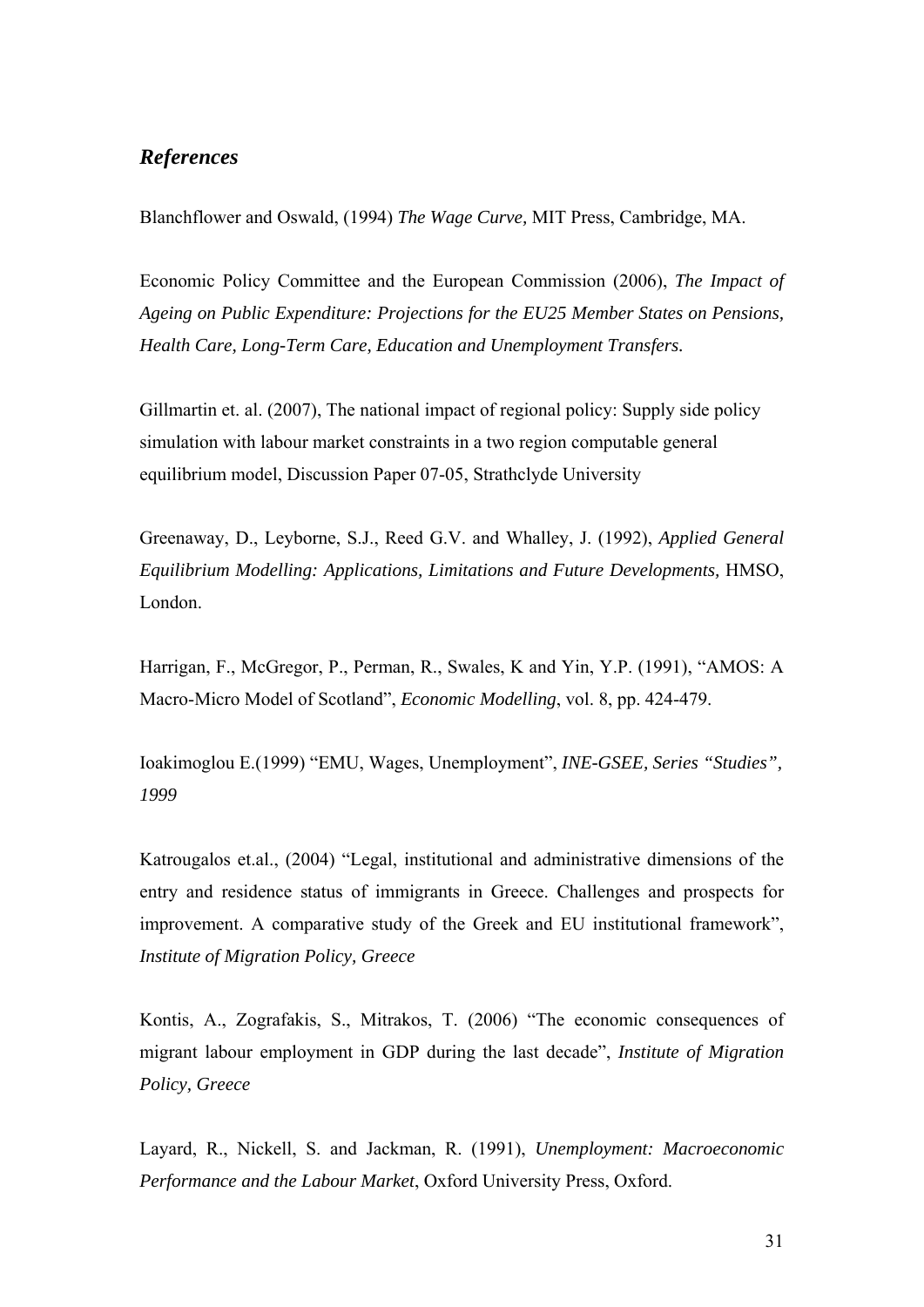## *References*

Blanchflower and Oswald, (1994) *The Wage Curve,* MIT Press, Cambridge, MA.

Economic Policy Committee and the European Commission (2006), *The Impact of Ageing on Public Expenditure: Projections for the EU25 Member States on Pensions, Health Care, Long-Term Care, Education and Unemployment Transfers.*

Gillmartin et. al. (2007), The national impact of regional policy: Supply side policy simulation with labour market constraints in a two region computable general equilibrium model, Discussion Paper 07-05, Strathclyde University

Greenaway, D., Leyborne, S.J., Reed G.V. and Whalley, J. (1992), *Applied General Equilibrium Modelling: Applications, Limitations and Future Developments,* HMSO, London.

Harrigan, F., McGregor, P., Perman, R., Swales, K and Yin, Y.P. (1991), "AMOS: A Macro-Micro Model of Scotland", *Economic Modelling*, vol. 8, pp. 424-479.

Ioakimoglou E.(1999) "EMU, Wages, Unemployment", *INE-GSEE, Series "Studies", 1999*

Katrougalos et.al., (2004) "Legal, institutional and administrative dimensions of the entry and residence status of immigrants in Greece. Challenges and prospects for improvement. A comparative study of the Greek and EU institutional framework", *Institute of Migration Policy, Greece*

Kontis, A., Zografakis, S., Mitrakos, T. (2006) "The economic consequences of migrant labour employment in GDP during the last decade", *Institute of Migration Policy, Greece*

Layard, R., Nickell, S. and Jackman, R. (1991), *Unemployment: Macroeconomic Performance and the Labour Market*, Oxford University Press, Oxford.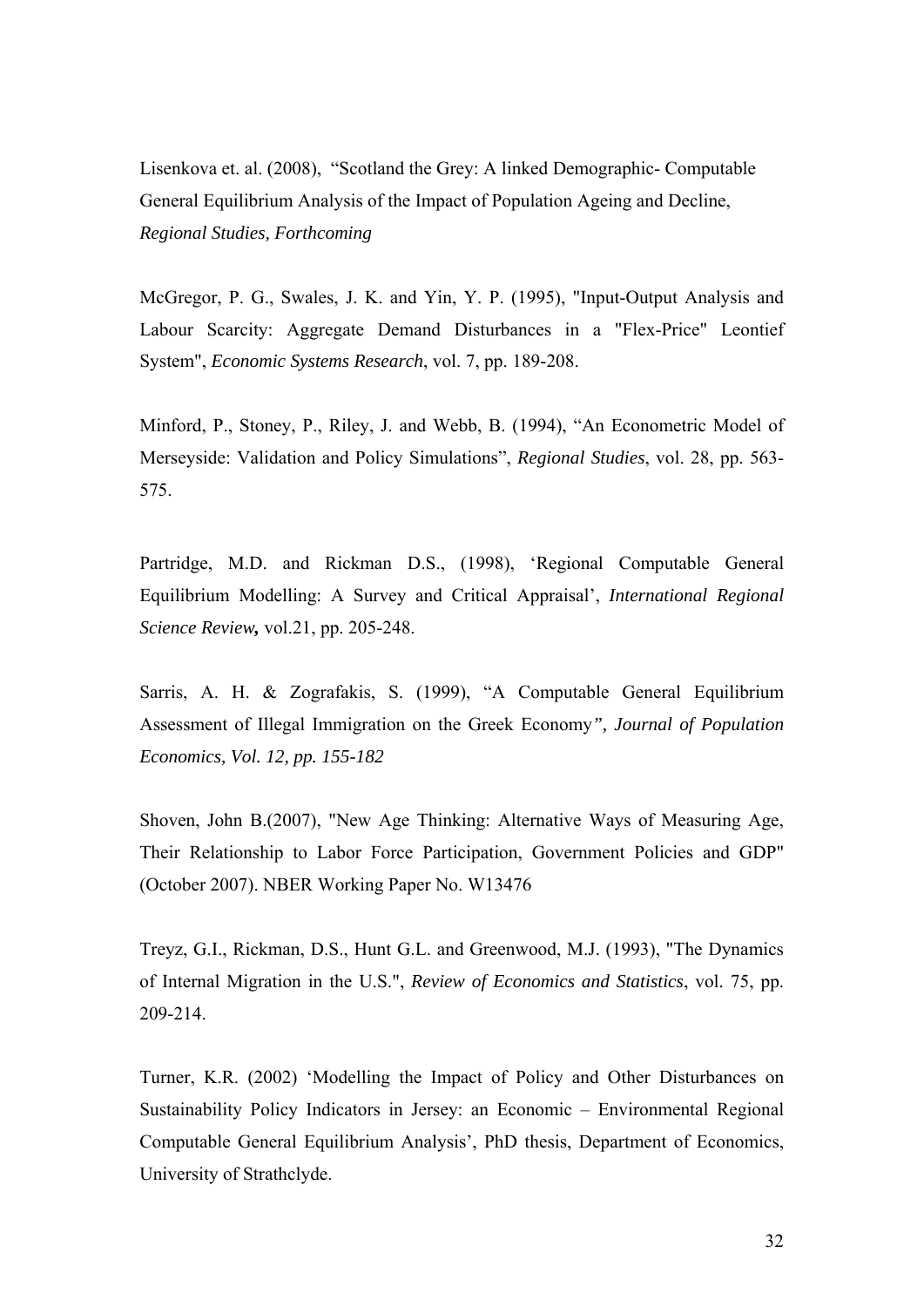Lisenkova et. al. (2008), "Scotland the Grey: A linked Demographic- Computable General Equilibrium Analysis of the Impact of Population Ageing and Decline, *Regional Studies, Forthcoming*

McGregor, P. G., Swales, J. K. and Yin, Y. P. (1995), "Input-Output Analysis and Labour Scarcity: Aggregate Demand Disturbances in a "Flex-Price" Leontief System", *Economic Systems Research*, vol. 7, pp. 189-208.

Minford, P., Stoney, P., Riley, J. and Webb, B. (1994), "An Econometric Model of Merseyside: Validation and Policy Simulations", *Regional Studies*, vol. 28, pp. 563-575.

Partridge, M.D. and Rickman D.S., (1998), 'Regional Computable General Equilibrium Modelling: A Survey and Critical Appraisal', *International Regional Science Review,* vol.21, pp. 205-248.

Sarris, A. H. & Zografakis, S. (1999), "A Computable General Equilibrium Assessment of Illegal Immigration on the Greek Economy*", Journal of Population Economics, Vol. 12, pp. 155-182*

Shoven, John B.(2007), "New Age Thinking: Alternative Ways of Measuring Age, Their Relationship to Labor Force Participation, Government Policies and GDP" (October 2007). NBER Working Paper No. W13476

Treyz, G.I., Rickman, D.S., Hunt G.L. and Greenwood, M.J. (1993), "The Dynamics of Internal Migration in the U.S.", *Review of Economics and Statistics*, vol. 75, pp. 209-214.

Turner, K.R. (2002) 'Modelling the Impact of Policy and Other Disturbances on Sustainability Policy Indicators in Jersey: an Economic – Environmental Regional Computable General Equilibrium Analysis', PhD thesis, Department of Economics, University of Strathclyde.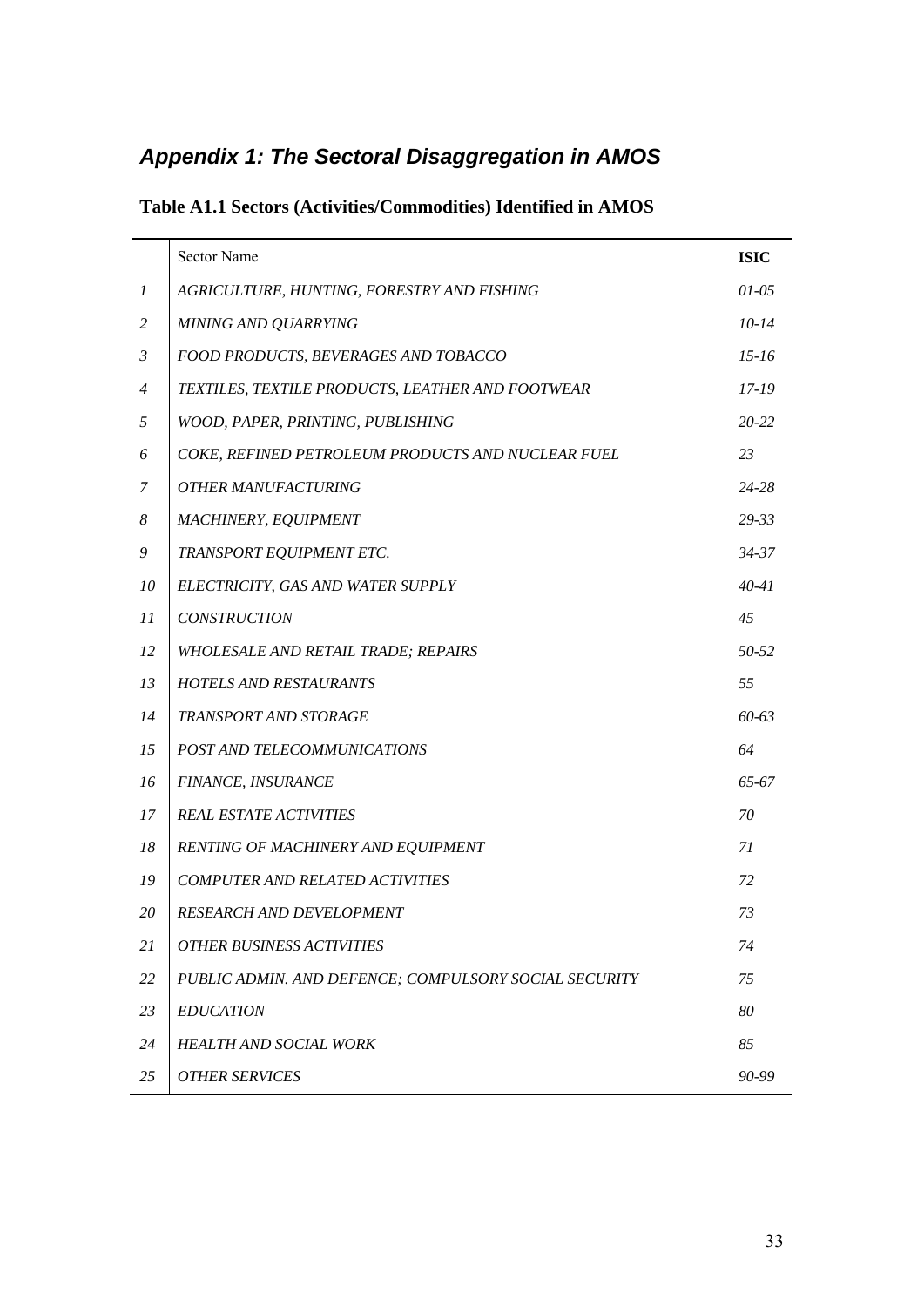## *Appendix 1: The Sectoral Disaggregation in AMOS*

**Table A1.1 Sectors (Activities/Commodities) Identified in AMOS**

| | Sector Name | **ISIC** |
|---|---|---|
| *1* | *AGRICULTURE, HUNTING, FORESTRY AND FISHING* | *01-05* |
| *2* | *MINING AND QUARRYING* | *10-14* |
| *3* | *FOOD PRODUCTS, BEVERAGES AND TOBACCO* | *15-16* |
| *4* | *TEXTILES, TEXTILE PRODUCTS, LEATHER AND FOOTWEAR* | *17-19* |
| *5* | *WOOD, PAPER, PRINTING, PUBLISHING* | *20-22* |
| *6* | *COKE, REFINED PETROLEUM PRODUCTS AND NUCLEAR FUEL* | *23* |
| *7* | *OTHER MANUFACTURING* | *24-28* |
| *8* | *MACHINERY, EQUIPMENT* | *29-33* |
| *9* | *TRANSPORT EQUIPMENT ETC.* | *34-37* |
| *10* | *ELECTRICITY, GAS AND WATER SUPPLY* | *40-41* |
| *11* | *CONSTRUCTION* | *45* |
| *12* | *WHOLESALE AND RETAIL TRADE; REPAIRS* | *50-52* |
| *13* | *HOTELS AND RESTAURANTS* | *55* |
| *14* | *TRANSPORT AND STORAGE* | *60-63* |
| *15* | *POST AND TELECOMMUNICATIONS* | *64* |
| *16* | *FINANCE, INSURANCE* | *65-67* |
| *17* | *REAL ESTATE ACTIVITIES* | *70* |
| *18* | *RENTING OF MACHINERY AND EQUIPMENT* | *71* |
| *19* | *COMPUTER AND RELATED ACTIVITIES* | *72* |
| *20* | *RESEARCH AND DEVELOPMENT* | *73* |
| *21* | *OTHER BUSINESS ACTIVITIES* | *74* |
| *22* | *PUBLIC ADMIN. AND DEFENCE; COMPULSORY SOCIAL SECURITY* | *75* |
| *23* | *EDUCATION* | *80* |
| *24* | *HEALTH AND SOCIAL WORK* | *85* |
| *25* | *OTHER SERVICES* | *90-99* |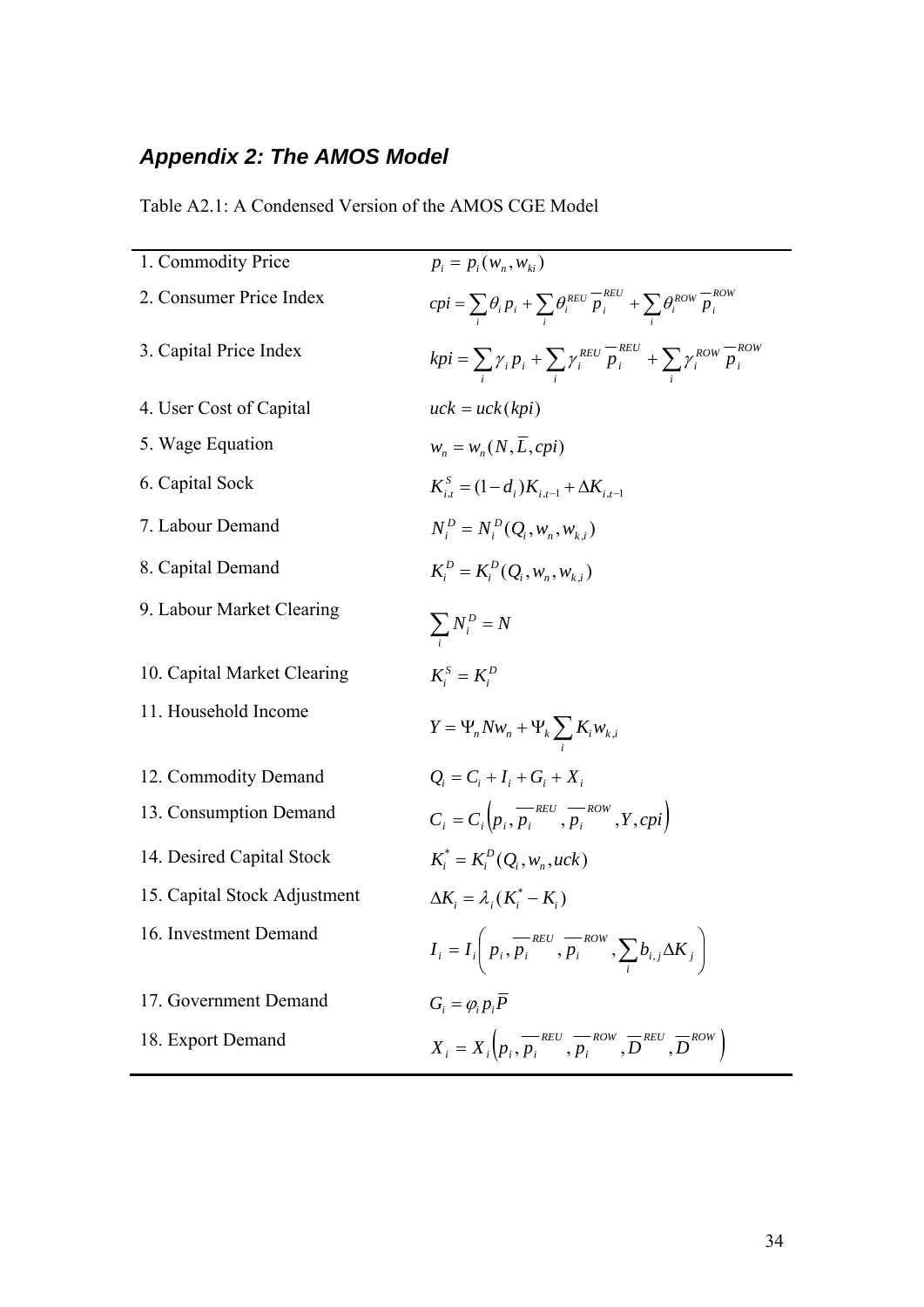## *Appendix 2: The AMOS Model*

Table A2.1: A Condensed Version of the AMOS CGE Model

| | |
|---|---|
| 1. Commodity Price | $p_i = p_i(w_n, w_{ki})$ |
| 2. Consumer Price Index | $cpi = \sum_i \theta_i p_i + \sum_i \theta_i^{REU} \overline{p}_i^{REU} + \sum_i \theta_i^{ROW} \overline{p}_i^{ROW}$ |
| 3. Capital Price Index | $kpi = \sum_i \gamma_i p_i + \sum_i \gamma_i^{REU} \overline{p}_i^{REU} + \sum_i \gamma_i^{ROW} \overline{p}_i^{ROW}$ |
| 4. User Cost of Capital | $uck = uck(kpi)$ |
| 5. Wage Equation | $w_n = w_n(N, \overline{L}, cpi)$ |
| 6. Capital Sock | $K_{i,t}^S = (1-d_i)K_{i,t-1} + \Delta K_{i,t-1}$ |
| 7. Labour Demand | $N_i^D = N_i^D(Q_i, w_n, w_{k,i})$ |
| 8. Capital Demand | $K_i^D = K_i^D(Q_i, w_n, w_{k,i})$ |
| 9. Labour Market Clearing | $\sum_i N_i^D = N$ |
| 10. Capital Market Clearing | $K_i^S = K_i^D$ |
| 11. Household Income | $Y = \Psi_n N w_n + \Psi_k \sum_i K_i w_{k,i}$ |
| 12. Commodity Demand | $Q_i = C_i + I_i + G_i + X_i$ |
| 13. Consumption Demand | $C_i = C_i\left(p_i, \overline{p}_i^{REU}, \overline{p}_i^{ROW}, Y, cpi\right)$ |
| 14. Desired Capital Stock | $K_i^* = K_i^D(Q_i, w_n, uck)$ |
| 15. Capital Stock Adjustment | $\Delta K_i = \lambda_i (K_i^* - K_i)$ |
| 16. Investment Demand | $I_i = I_i\left(p_i, \overline{p}_i^{REU}, \overline{p}_i^{ROW}, \sum_i b_{i,j} \Delta K_j\right)$ |
| 17. Government Demand | $G_i = \varphi_i p_i \overline{P}$ |
| 18. Export Demand | $X_i = X_i\left(p_i, \overline{p}_i^{REU}, \overline{p}_i^{ROW}, \overline{D}^{REU}, \overline{D}^{ROW}\right)$ |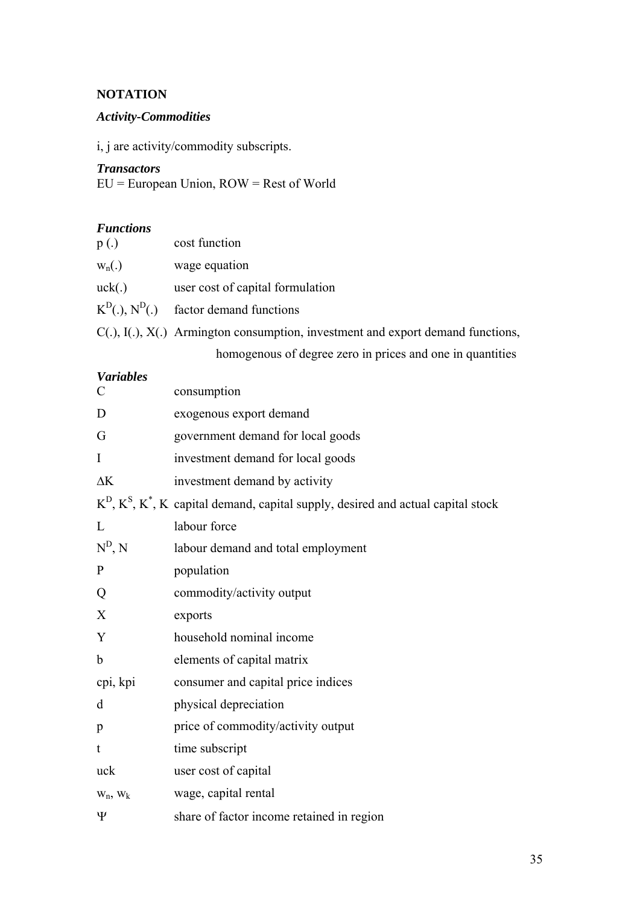## NOTATION

### *Activity-Commodities*

i, j are activity/commodity subscripts.

### *Transactors*

EU = European Union, ROW = Rest of World

### *Functions*

| | |
|---|---|
| p (.) | cost function |
| $w_n(.)$ | wage equation |
| uck(.) | user cost of capital formulation |
| $K^D(.)$, $N^D(.)$ | factor demand functions |
| C(.), I(.), X(.) | Armington consumption, investment and export demand functions, homogenous of degree zero in prices and one in quantities |

### *Variables*

| | |
|---|---|
| C | consumption |
| D | exogenous export demand |
| G | government demand for local goods |
| I | investment demand for local goods |
| $\Delta K$ | investment demand by activity |
| $K^D$, $K^S$, $K^*$, K | capital demand, capital supply, desired and actual capital stock |
| L | labour force |
| $N^D$, N | labour demand and total employment |
| P | population |
| Q | commodity/activity output |
| X | exports |
| Y | household nominal income |
| b | elements of capital matrix |
| cpi, kpi | consumer and capital price indices |
| d | physical depreciation |
| p | price of commodity/activity output |
| t | time subscript |
| uck | user cost of capital |
| $w_n$, $w_k$ | wage, capital rental |
| $\Psi$ | share of factor income retained in region |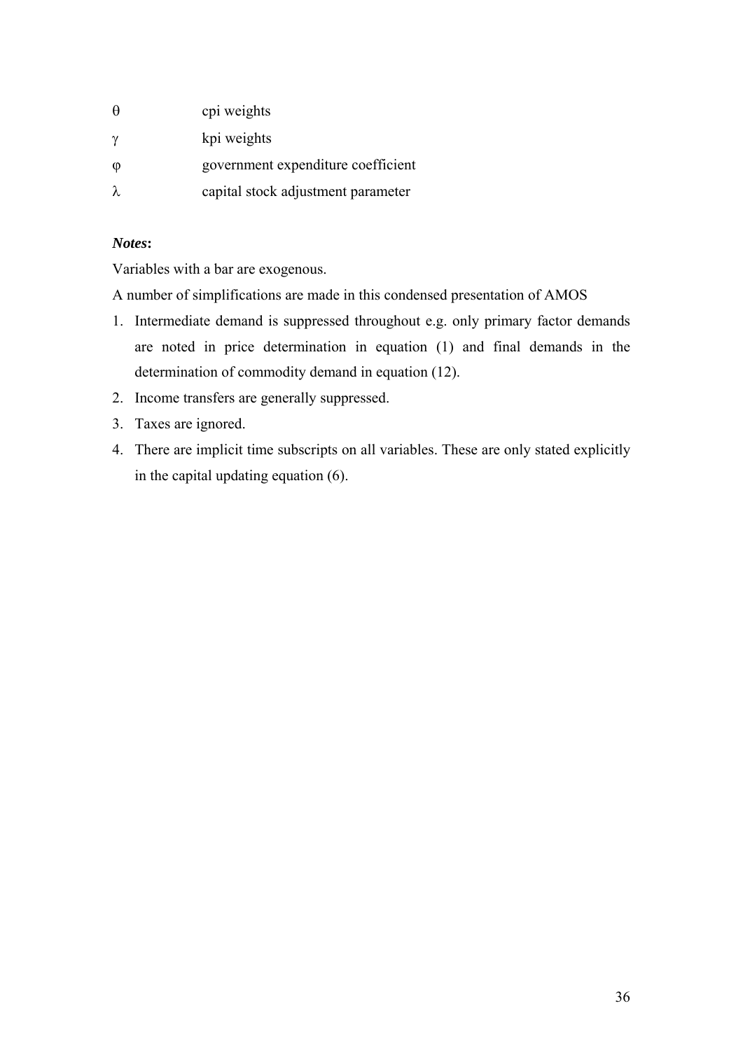| | |
|---|---|
| $\theta$ | cpi weights |
| $\gamma$ | kpi weights |
| $\varphi$ | government expenditure coefficient |
| $\lambda$ | capital stock adjustment parameter |

***Notes*:**

Variables with a bar are exogenous.

A number of simplifications are made in this condensed presentation of AMOS

1. Intermediate demand is suppressed throughout e.g. only primary factor demands are noted in price determination in equation (1) and final demands in the determination of commodity demand in equation (12).
2. Income transfers are generally suppressed.
3. Taxes are ignored.
4. There are implicit time subscripts on all variables. These are only stated explicitly in the capital updating equation (6).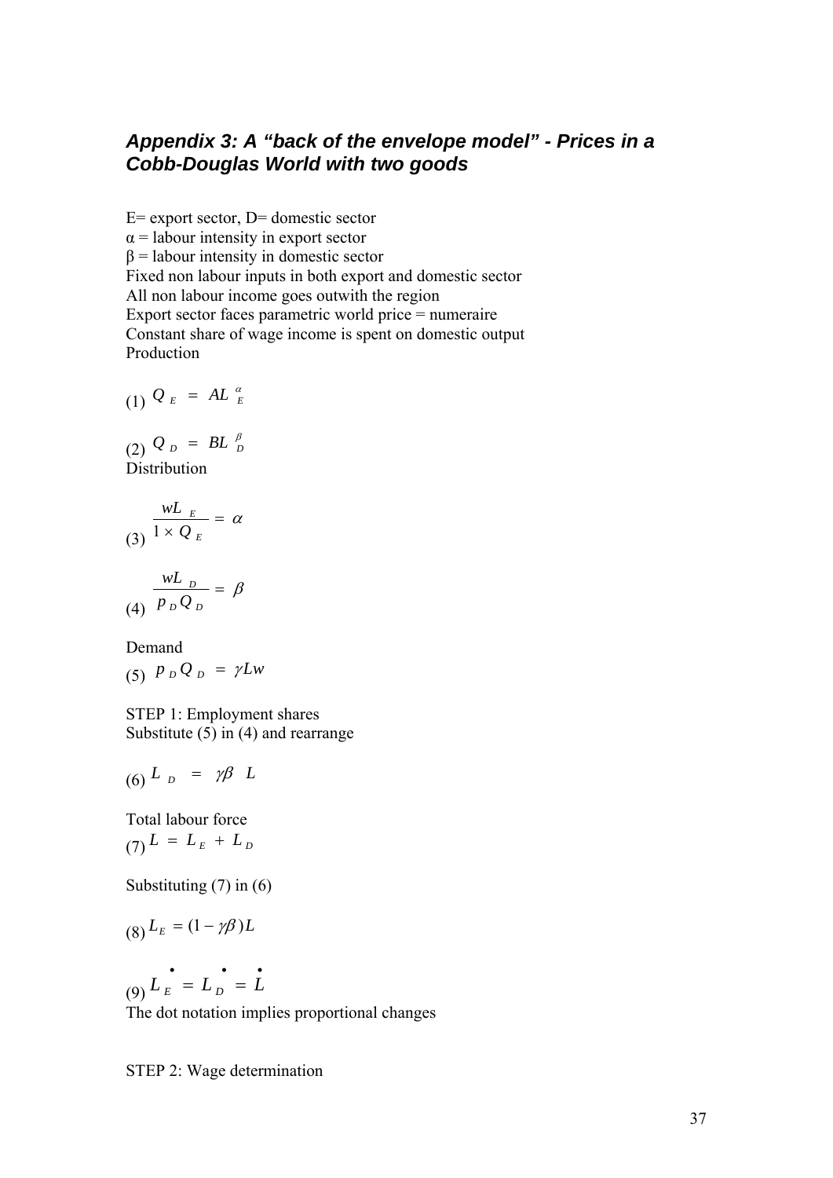## *Appendix 3: A "back of the envelope model" - Prices in a Cobb-Douglas World with two goods*

E= export sector, D= domestic sector
α = labour intensity in export sector
β = labour intensity in domestic sector
Fixed non labour inputs in both export and domestic sector
All non labour income goes outwith the region
Export sector faces parametric world price = numeraire
Constant share of wage income is spent on domestic output
Production

(1) $Q_E = AL_E^{\alpha}$

(2) $Q_D = BL_D^{\beta}$

Distribution

(3) $\dfrac{wL_E}{1 \times Q_E} = \alpha$

(4) $\dfrac{wL_D}{p_D Q_D} = \beta$

Demand

(5) $p_D Q_D = \gamma L w$

STEP 1: Employment shares
Substitute (5) in (4) and rearrange

(6) $L_D = \gamma\beta \; L$

Total labour force

(7) $L = L_E + L_D$

Substituting (7) in (6)

(8) $L_E = (1 - \gamma\beta)L$

(9) $\dot{L}_E = \dot{L}_D = \dot{L}$

The dot notation implies proportional changes

STEP 2: Wage determination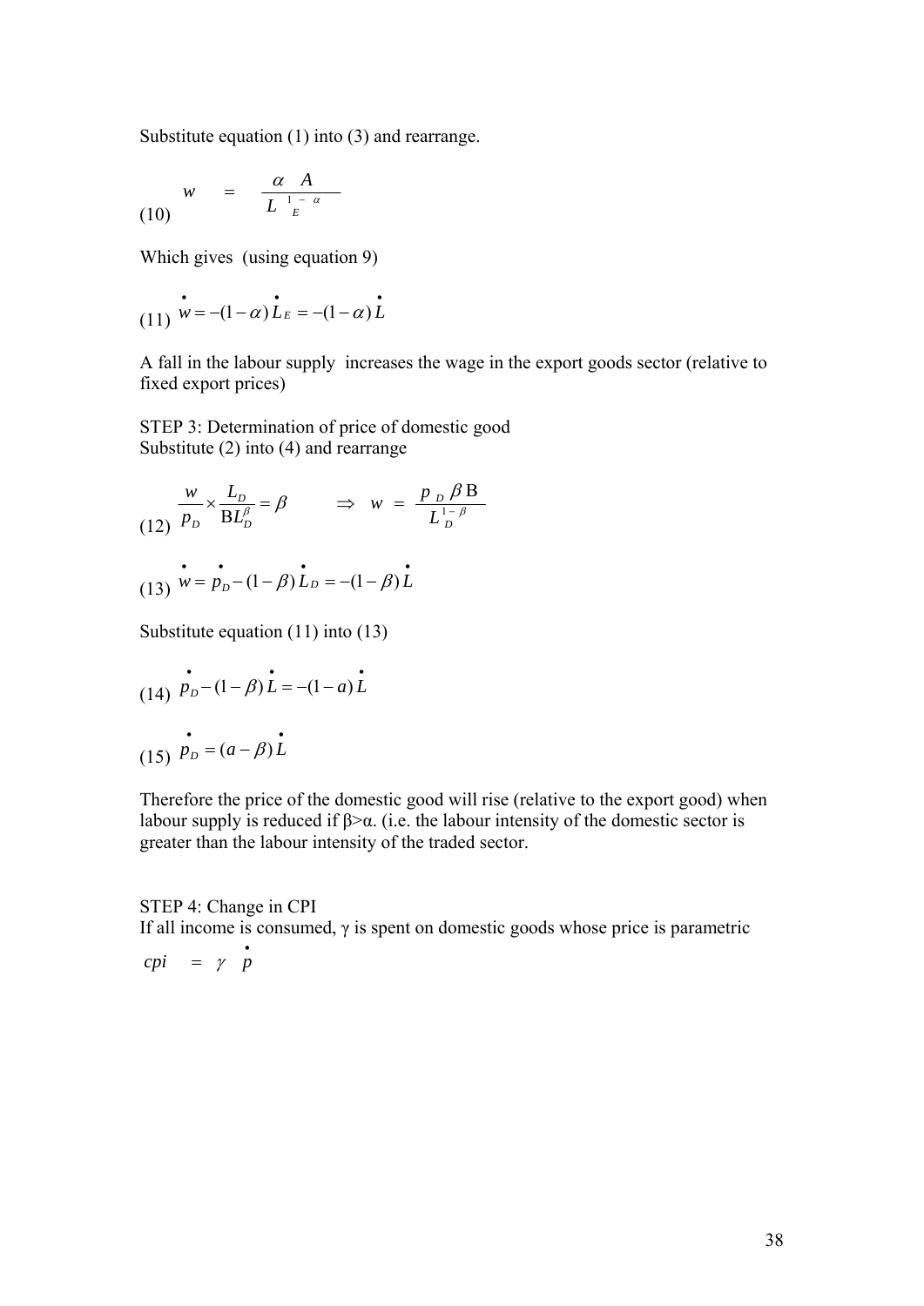Substitute equation (1) into (3) and rearrange.

$$w = \frac{\alpha A}{L_E^{1-\alpha}} \tag{10}$$

Which gives (using equation 9)

$$\dot{w} = -(1-\alpha)\dot{L}_E = -(1-\alpha)\dot{L} \tag{11}$$

A fall in the labour supply increases the wage in the export goods sector (relative to fixed export prices)

STEP 3: Determination of price of domestic good
Substitute (2) into (4) and rearrange

$$\frac{w}{p_D} \times \frac{L_D}{\mathrm{B}L_D^{\beta}} = \beta \qquad \Rightarrow \quad w = \frac{p_D \beta \mathrm{B}}{L_D^{1-\beta}} \tag{12}$$

$$\dot{w} = \dot{p}_D - (1-\beta)\dot{L}_D = -(1-\beta)\dot{L} \tag{13}$$

Substitute equation (11) into (13)

$$\dot{p}_D - (1-\beta)\dot{L} = -(1-a)\dot{L} \tag{14}$$

$$\dot{p}_D = (a-\beta)\dot{L} \tag{15}$$

Therefore the price of the domestic good will rise (relative to the export good) when labour supply is reduced if β>α. (i.e. the labour intensity of the domestic sector is greater than the labour intensity of the traded sector.

STEP 4: Change in CPI
If all income is consumed, γ is spent on domestic goods whose price is parametric

$$cpi = \gamma \dot{p}$$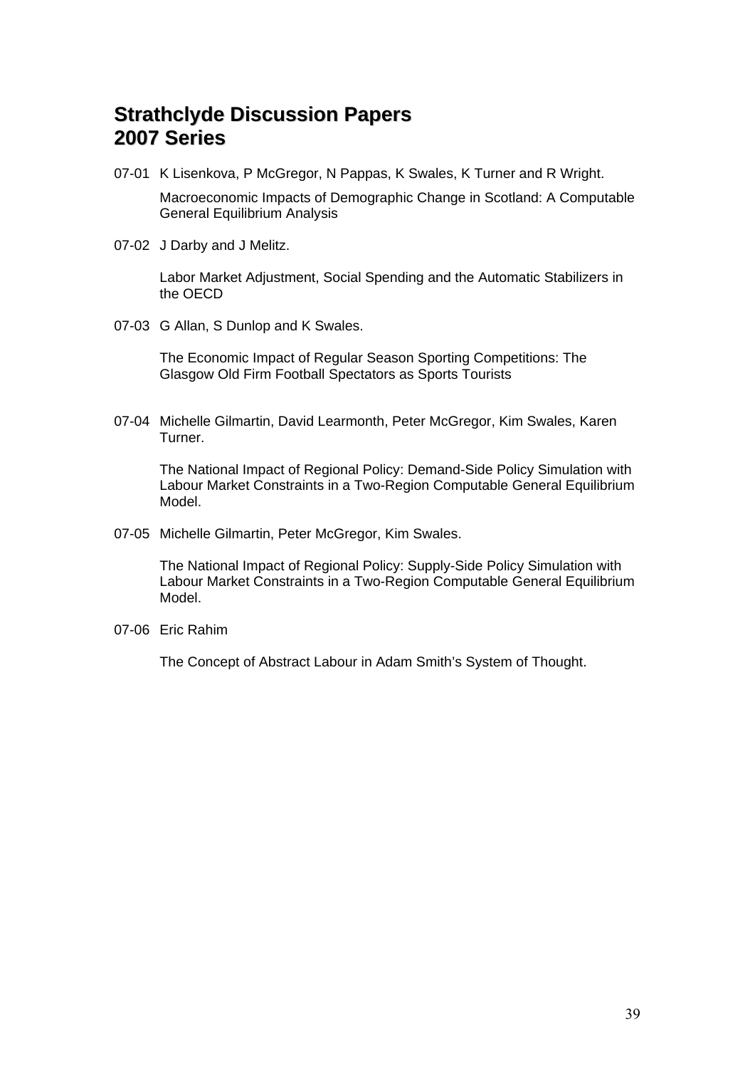# Strathclyde Discussion Papers 2007 Series

07-01 K Lisenkova, P McGregor, N Pappas, K Swales, K Turner and R Wright.

Macroeconomic Impacts of Demographic Change in Scotland: A Computable General Equilibrium Analysis

07-02 J Darby and J Melitz.

Labor Market Adjustment, Social Spending and the Automatic Stabilizers in the OECD

07-03 G Allan, S Dunlop and K Swales.

The Economic Impact of Regular Season Sporting Competitions: The Glasgow Old Firm Football Spectators as Sports Tourists

07-04 Michelle Gilmartin, David Learmonth, Peter McGregor, Kim Swales, Karen Turner.

The National Impact of Regional Policy: Demand-Side Policy Simulation with Labour Market Constraints in a Two-Region Computable General Equilibrium Model.

07-05 Michelle Gilmartin, Peter McGregor, Kim Swales.

The National Impact of Regional Policy: Supply-Side Policy Simulation with Labour Market Constraints in a Two-Region Computable General Equilibrium Model.

07-06 Eric Rahim

The Concept of Abstract Labour in Adam Smith's System of Thought.